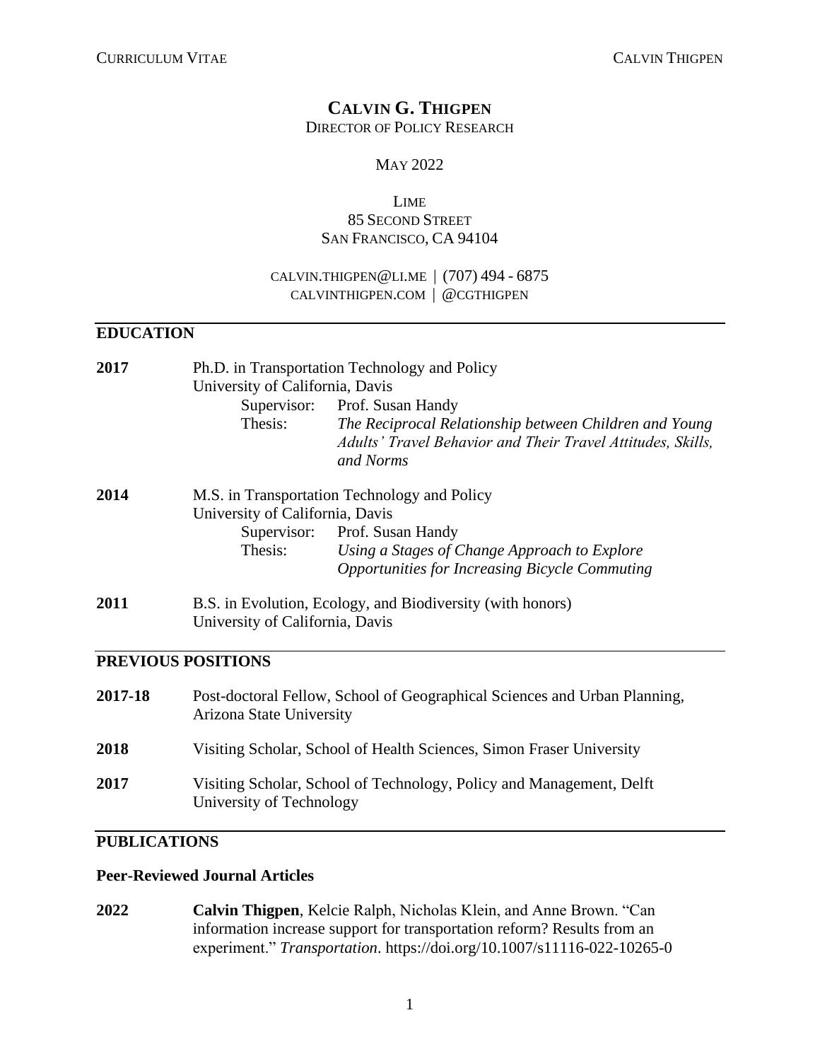# CALVIN G. THIGPEN

DIRECTOR OF POLICY RESEARCH

MAY 2022

LIME
85 SECOND STREET
SAN FRANCISCO, CA 94104

CALVIN.THIGPEN@LI.ME | (707) 494 - 6875
CALVINTHIGPEN.COM | @CGTHIGPEN

## EDUCATION

**2017** Ph.D. in Transportation Technology and Policy
University of California, Davis
Supervisor: Prof. Susan Handy
Thesis: *The Reciprocal Relationship between Children and Young Adults' Travel Behavior and Their Travel Attitudes, Skills, and Norms*

**2014** M.S. in Transportation Technology and Policy
University of California, Davis
Supervisor: Prof. Susan Handy
Thesis: *Using a Stages of Change Approach to Explore Opportunities for Increasing Bicycle Commuting*

**2011** B.S. in Evolution, Ecology, and Biodiversity (with honors)
University of California, Davis

## PREVIOUS POSITIONS

**2017-18** Post-doctoral Fellow, School of Geographical Sciences and Urban Planning, Arizona State University

**2018** Visiting Scholar, School of Health Sciences, Simon Fraser University

**2017** Visiting Scholar, School of Technology, Policy and Management, Delft University of Technology

## PUBLICATIONS

### Peer-Reviewed Journal Articles

**2022** **Calvin Thigpen**, Kelcie Ralph, Nicholas Klein, and Anne Brown. "Can information increase support for transportation reform? Results from an experiment." *Transportation*. https://doi.org/10.1007/s11116-022-10265-0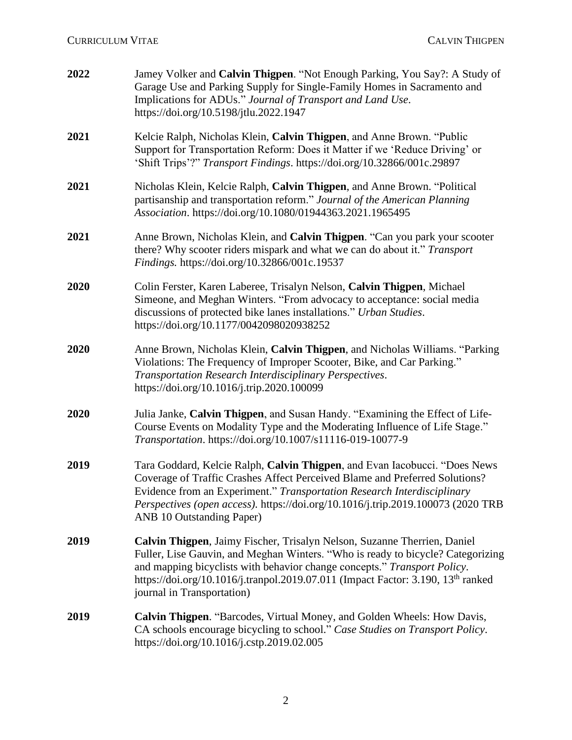**2022** Jamey Volker and **Calvin Thigpen**. "Not Enough Parking, You Say?: A Study of Garage Use and Parking Supply for Single-Family Homes in Sacramento and Implications for ADUs." *Journal of Transport and Land Use*. https://doi.org/10.5198/jtlu.2022.1947

**2021** Kelcie Ralph, Nicholas Klein, **Calvin Thigpen**, and Anne Brown. "Public Support for Transportation Reform: Does it Matter if we 'Reduce Driving' or 'Shift Trips'?" *Transport Findings*. https://doi.org/10.32866/001c.29897

**2021** Nicholas Klein, Kelcie Ralph, **Calvin Thigpen**, and Anne Brown. "Political partisanship and transportation reform." *Journal of the American Planning Association*. https://doi.org/10.1080/01944363.2021.1965495

**2021** Anne Brown, Nicholas Klein, and **Calvin Thigpen**. "Can you park your scooter there? Why scooter riders mispark and what we can do about it." *Transport Findings.* https://doi.org/10.32866/001c.19537

**2020** Colin Ferster, Karen Laberee, Trisalyn Nelson, **Calvin Thigpen**, Michael Simeone, and Meghan Winters. "From advocacy to acceptance: social media discussions of protected bike lanes installations." *Urban Studies*. https://doi.org/10.1177/0042098020938252

**2020** Anne Brown, Nicholas Klein, **Calvin Thigpen**, and Nicholas Williams. "Parking Violations: The Frequency of Improper Scooter, Bike, and Car Parking." *Transportation Research Interdisciplinary Perspectives*. https://doi.org/10.1016/j.trip.2020.100099

**2020** Julia Janke, **Calvin Thigpen**, and Susan Handy. "Examining the Effect of Life-Course Events on Modality Type and the Moderating Influence of Life Stage." *Transportation*. https://doi.org/10.1007/s11116-019-10077-9

**2019** Tara Goddard, Kelcie Ralph, **Calvin Thigpen**, and Evan Iacobucci. "Does News Coverage of Traffic Crashes Affect Perceived Blame and Preferred Solutions? Evidence from an Experiment." *Transportation Research Interdisciplinary Perspectives (open access).* https://doi.org/10.1016/j.trip.2019.100073 (2020 TRB ANB 10 Outstanding Paper)

**2019** **Calvin Thigpen**, Jaimy Fischer, Trisalyn Nelson, Suzanne Therrien, Daniel Fuller, Lise Gauvin, and Meghan Winters. "Who is ready to bicycle? Categorizing and mapping bicyclists with behavior change concepts." *Transport Policy*. https://doi.org/10.1016/j.tranpol.2019.07.011 (Impact Factor: 3.190, 13th ranked journal in Transportation)

**2019** **Calvin Thigpen**. "Barcodes, Virtual Money, and Golden Wheels: How Davis, CA schools encourage bicycling to school." *Case Studies on Transport Policy*. https://doi.org/10.1016/j.cstp.2019.02.005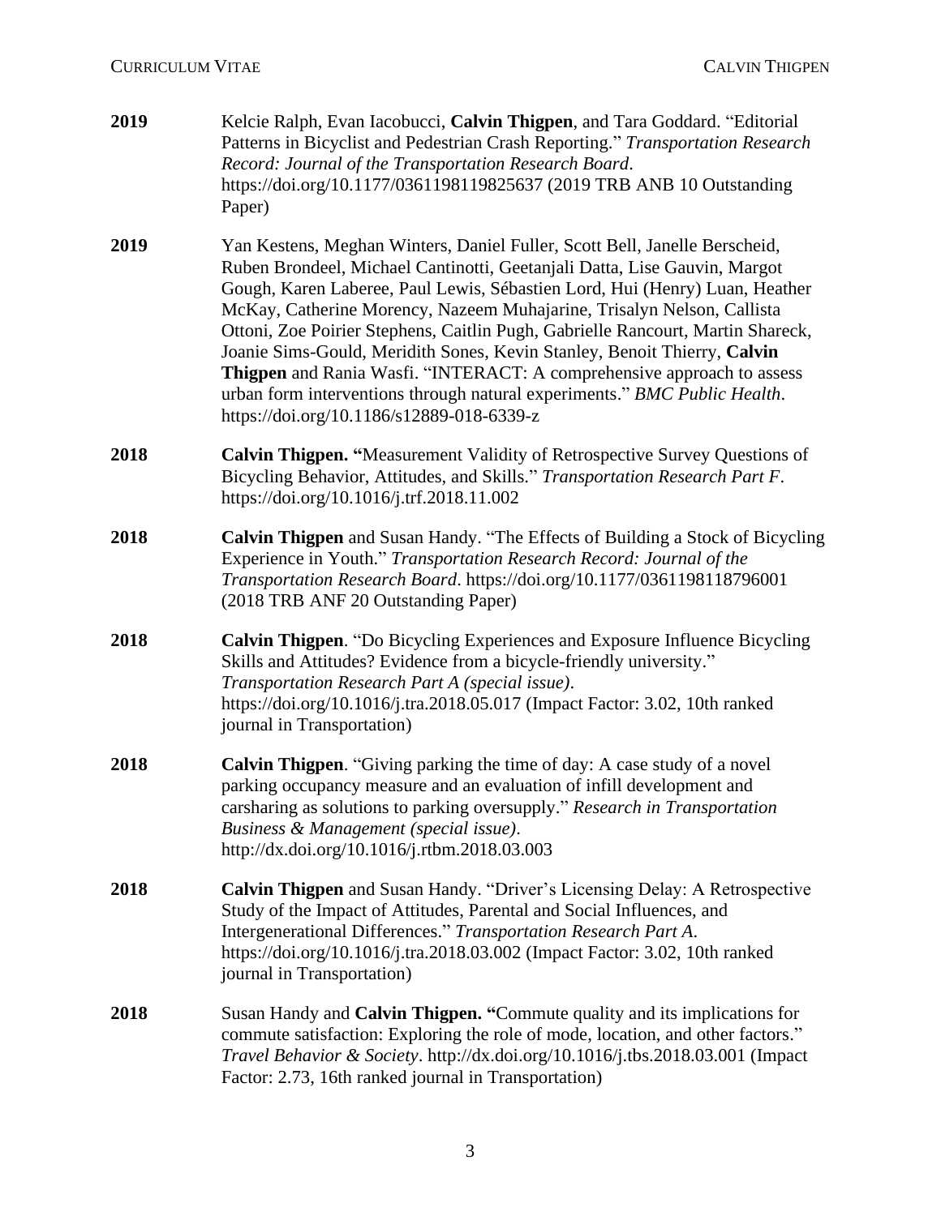**2019** Kelcie Ralph, Evan Iacobucci, **Calvin Thigpen**, and Tara Goddard. "Editorial Patterns in Bicyclist and Pedestrian Crash Reporting." *Transportation Research Record: Journal of the Transportation Research Board*. https://doi.org/10.1177/0361198119825637 (2019 TRB ANB 10 Outstanding Paper)

**2019** Yan Kestens, Meghan Winters, Daniel Fuller, Scott Bell, Janelle Berscheid, Ruben Brondeel, Michael Cantinotti, Geetanjali Datta, Lise Gauvin, Margot Gough, Karen Laberee, Paul Lewis, Sébastien Lord, Hui (Henry) Luan, Heather McKay, Catherine Morency, Nazeem Muhajarine, Trisalyn Nelson, Callista Ottoni, Zoe Poirier Stephens, Caitlin Pugh, Gabrielle Rancourt, Martin Shareck, Joanie Sims-Gould, Meridith Sones, Kevin Stanley, Benoit Thierry, **Calvin Thigpen** and Rania Wasfi. "INTERACT: A comprehensive approach to assess urban form interventions through natural experiments." *BMC Public Health*. https://doi.org/10.1186/s12889-018-6339-z

**2018** **Calvin Thigpen. "**Measurement Validity of Retrospective Survey Questions of Bicycling Behavior, Attitudes, and Skills." *Transportation Research Part F*. https://doi.org/10.1016/j.trf.2018.11.002

**2018** **Calvin Thigpen** and Susan Handy. "The Effects of Building a Stock of Bicycling Experience in Youth." *Transportation Research Record: Journal of the Transportation Research Board*. https://doi.org/10.1177/0361198118796001 (2018 TRB ANF 20 Outstanding Paper)

**2018** **Calvin Thigpen**. "Do Bicycling Experiences and Exposure Influence Bicycling Skills and Attitudes? Evidence from a bicycle-friendly university." *Transportation Research Part A (special issue)*. https://doi.org/10.1016/j.tra.2018.05.017 (Impact Factor: 3.02, 10th ranked journal in Transportation)

**2018** **Calvin Thigpen**. "Giving parking the time of day: A case study of a novel parking occupancy measure and an evaluation of infill development and carsharing as solutions to parking oversupply." *Research in Transportation Business & Management (special issue)*. http://dx.doi.org/10.1016/j.rtbm.2018.03.003

**2018** **Calvin Thigpen** and Susan Handy. "Driver's Licensing Delay: A Retrospective Study of the Impact of Attitudes, Parental and Social Influences, and Intergenerational Differences." *Transportation Research Part A*. https://doi.org/10.1016/j.tra.2018.03.002 (Impact Factor: 3.02, 10th ranked journal in Transportation)

**2018** Susan Handy and **Calvin Thigpen. "**Commute quality and its implications for commute satisfaction: Exploring the role of mode, location, and other factors." *Travel Behavior & Society*. http://dx.doi.org/10.1016/j.tbs.2018.03.001 (Impact Factor: 2.73, 16th ranked journal in Transportation)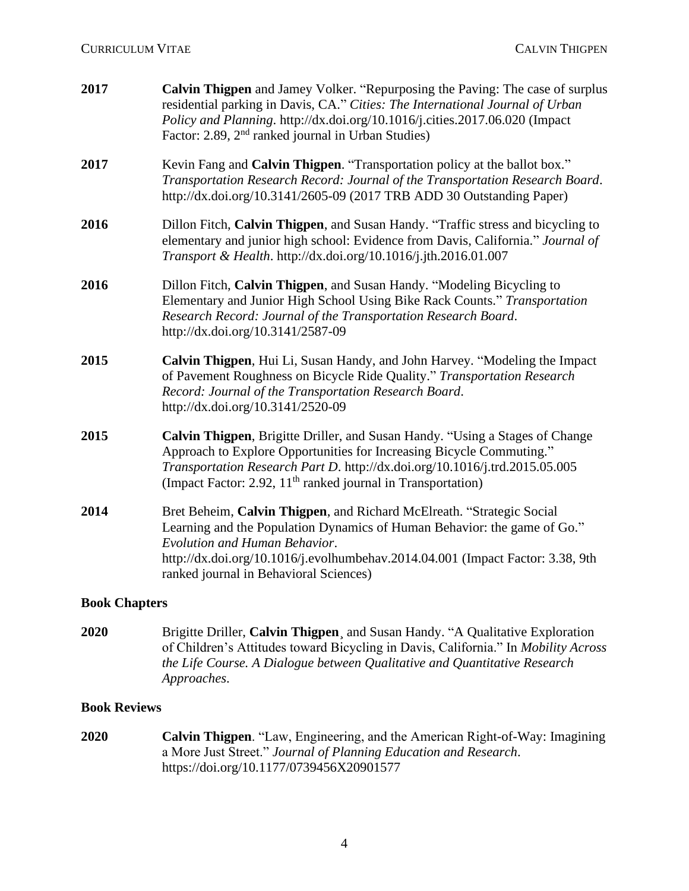**2017** **Calvin Thigpen** and Jamey Volker. "Repurposing the Paving: The case of surplus residential parking in Davis, CA." *Cities: The International Journal of Urban Policy and Planning*. http://dx.doi.org/10.1016/j.cities.2017.06.020 (Impact Factor: 2.89, 2nd ranked journal in Urban Studies)

**2017** Kevin Fang and **Calvin Thigpen**. "Transportation policy at the ballot box." *Transportation Research Record: Journal of the Transportation Research Board*. http://dx.doi.org/10.3141/2605-09 (2017 TRB ADD 30 Outstanding Paper)

**2016** Dillon Fitch, **Calvin Thigpen**, and Susan Handy. "Traffic stress and bicycling to elementary and junior high school: Evidence from Davis, California." *Journal of Transport & Health*. http://dx.doi.org/10.1016/j.jth.2016.01.007

**2016** Dillon Fitch, **Calvin Thigpen**, and Susan Handy. "Modeling Bicycling to Elementary and Junior High School Using Bike Rack Counts." *Transportation Research Record: Journal of the Transportation Research Board*. http://dx.doi.org/10.3141/2587-09

**2015** **Calvin Thigpen**, Hui Li, Susan Handy, and John Harvey. "Modeling the Impact of Pavement Roughness on Bicycle Ride Quality." *Transportation Research Record: Journal of the Transportation Research Board*. http://dx.doi.org/10.3141/2520-09

**2015** **Calvin Thigpen**, Brigitte Driller, and Susan Handy. "Using a Stages of Change Approach to Explore Opportunities for Increasing Bicycle Commuting." *Transportation Research Part D*. http://dx.doi.org/10.1016/j.trd.2015.05.005 (Impact Factor: 2.92, 11th ranked journal in Transportation)

**2014** Bret Beheim, **Calvin Thigpen**, and Richard McElreath. "Strategic Social Learning and the Population Dynamics of Human Behavior: the game of Go." *Evolution and Human Behavior*. http://dx.doi.org/10.1016/j.evolhumbehav.2014.04.001 (Impact Factor: 3.38, 9th ranked journal in Behavioral Sciences)

### Book Chapters

**2020** Brigitte Driller, **Calvin Thigpen**¸ and Susan Handy. "A Qualitative Exploration of Children's Attitudes toward Bicycling in Davis, California." In *Mobility Across the Life Course. A Dialogue between Qualitative and Quantitative Research Approaches*.

### Book Reviews

**2020** **Calvin Thigpen**. "Law, Engineering, and the American Right-of-Way: Imagining a More Just Street." *Journal of Planning Education and Research*. https://doi.org/10.1177/0739456X20901577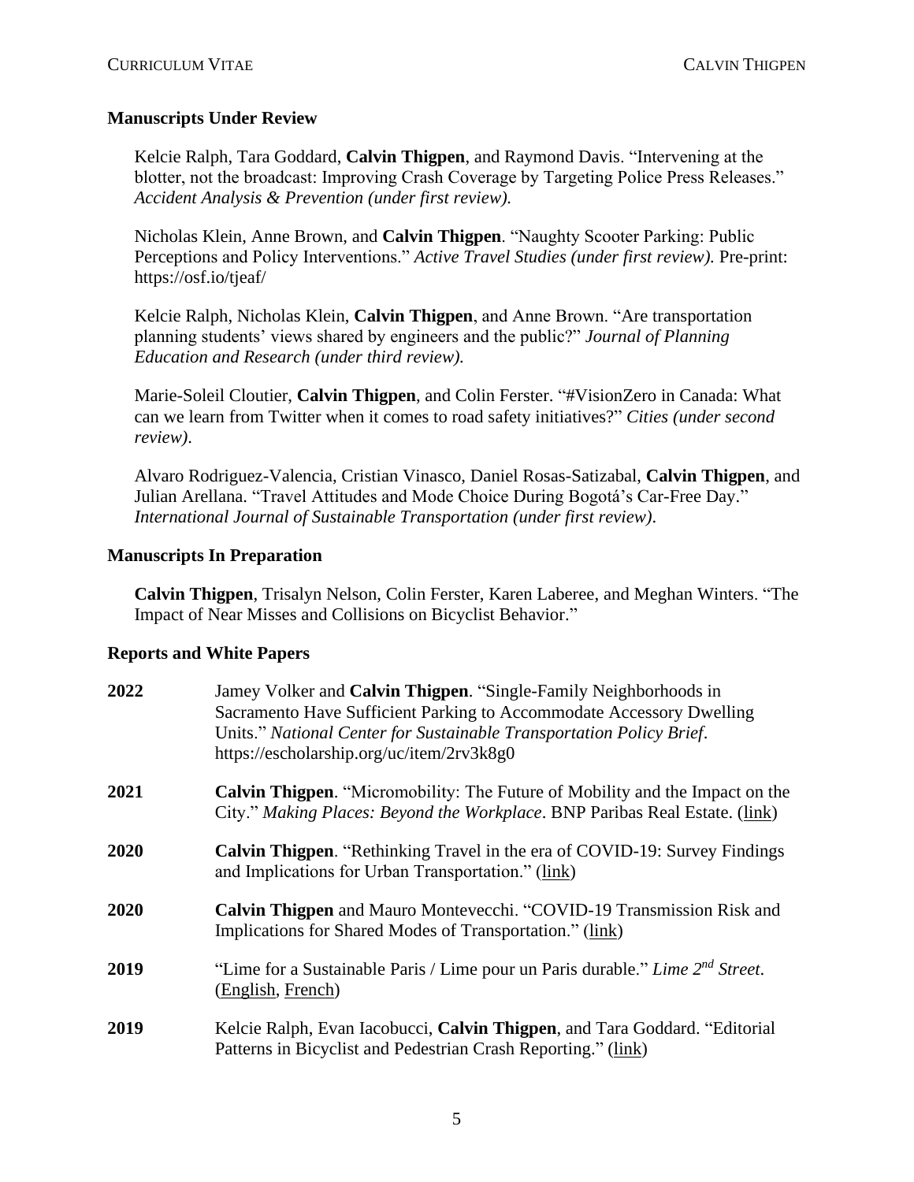### Manuscripts Under Review

Kelcie Ralph, Tara Goddard, **Calvin Thigpen**, and Raymond Davis. "Intervening at the blotter, not the broadcast: Improving Crash Coverage by Targeting Police Press Releases." *Accident Analysis & Prevention (under first review).*

Nicholas Klein, Anne Brown, and **Calvin Thigpen**. "Naughty Scooter Parking: Public Perceptions and Policy Interventions." *Active Travel Studies (under first review).* Pre-print: https://osf.io/tjeaf/

Kelcie Ralph, Nicholas Klein, **Calvin Thigpen**, and Anne Brown. "Are transportation planning students' views shared by engineers and the public?" *Journal of Planning Education and Research (under third review).*

Marie-Soleil Cloutier, **Calvin Thigpen**, and Colin Ferster. "#VisionZero in Canada: What can we learn from Twitter when it comes to road safety initiatives?" *Cities (under second review)*.

Alvaro Rodriguez-Valencia, Cristian Vinasco, Daniel Rosas-Satizabal, **Calvin Thigpen**, and Julian Arellana. "Travel Attitudes and Mode Choice During Bogotá's Car-Free Day." *International Journal of Sustainable Transportation (under first review)*.

### Manuscripts In Preparation

**Calvin Thigpen**, Trisalyn Nelson, Colin Ferster, Karen Laberee, and Meghan Winters. "The Impact of Near Misses and Collisions on Bicyclist Behavior."

### Reports and White Papers

**2022** Jamey Volker and **Calvin Thigpen**. "Single-Family Neighborhoods in Sacramento Have Sufficient Parking to Accommodate Accessory Dwelling Units." *National Center for Sustainable Transportation Policy Brief*. https://escholarship.org/uc/item/2rv3k8g0

**2021** **Calvin Thigpen**. "Micromobility: The Future of Mobility and the Impact on the City." *Making Places: Beyond the Workplace*. BNP Paribas Real Estate. (link)

**2020** **Calvin Thigpen**. "Rethinking Travel in the era of COVID-19: Survey Findings and Implications for Urban Transportation." (link)

**2020** **Calvin Thigpen** and Mauro Montevecchi. "COVID-19 Transmission Risk and Implications for Shared Modes of Transportation." (link)

**2019** "Lime for a Sustainable Paris / Lime pour un Paris durable." *Lime 2nd Street*. (English, French)

**2019** Kelcie Ralph, Evan Iacobucci, **Calvin Thigpen**, and Tara Goddard. "Editorial Patterns in Bicyclist and Pedestrian Crash Reporting." (link)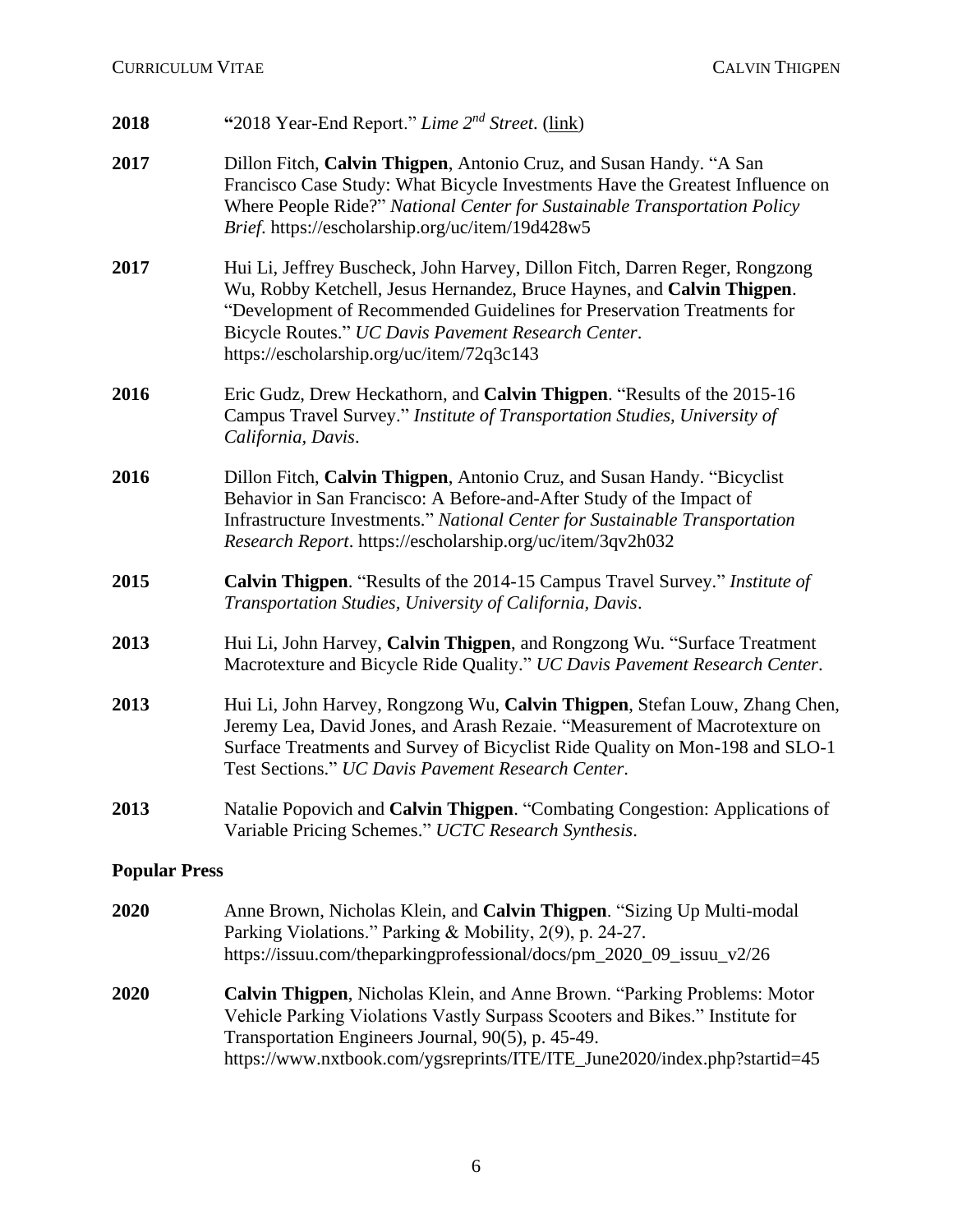**2018** **"**2018 Year-End Report." *Lime 2nd Street*. (link)

**2017** Dillon Fitch, **Calvin Thigpen**, Antonio Cruz, and Susan Handy. "A San Francisco Case Study: What Bicycle Investments Have the Greatest Influence on Where People Ride?" *National Center for Sustainable Transportation Policy Brief*. https://escholarship.org/uc/item/19d428w5

**2017** Hui Li, Jeffrey Buscheck, John Harvey, Dillon Fitch, Darren Reger, Rongzong Wu, Robby Ketchell, Jesus Hernandez, Bruce Haynes, and **Calvin Thigpen**. "Development of Recommended Guidelines for Preservation Treatments for Bicycle Routes." *UC Davis Pavement Research Center*. https://escholarship.org/uc/item/72q3c143

**2016** Eric Gudz, Drew Heckathorn, and **Calvin Thigpen**. "Results of the 2015-16 Campus Travel Survey." *Institute of Transportation Studies, University of California, Davis*.

**2016** Dillon Fitch, **Calvin Thigpen**, Antonio Cruz, and Susan Handy. "Bicyclist Behavior in San Francisco: A Before-and-After Study of the Impact of Infrastructure Investments." *National Center for Sustainable Transportation Research Report*. https://escholarship.org/uc/item/3qv2h032

**2015** **Calvin Thigpen**. "Results of the 2014-15 Campus Travel Survey." *Institute of Transportation Studies, University of California, Davis*.

**2013** Hui Li, John Harvey, **Calvin Thigpen**, and Rongzong Wu. "Surface Treatment Macrotexture and Bicycle Ride Quality." *UC Davis Pavement Research Center*.

**2013** Hui Li, John Harvey, Rongzong Wu, **Calvin Thigpen**, Stefan Louw, Zhang Chen, Jeremy Lea, David Jones, and Arash Rezaie. "Measurement of Macrotexture on Surface Treatments and Survey of Bicyclist Ride Quality on Mon-198 and SLO-1 Test Sections." *UC Davis Pavement Research Center*.

**2013** Natalie Popovich and **Calvin Thigpen**. "Combating Congestion: Applications of Variable Pricing Schemes." *UCTC Research Synthesis*.

## Popular Press

**2020** Anne Brown, Nicholas Klein, and **Calvin Thigpen**. "Sizing Up Multi-modal Parking Violations." Parking & Mobility, 2(9), p. 24-27. https://issuu.com/theparkingprofessional/docs/pm_2020_09_issuu_v2/26

**2020** **Calvin Thigpen**, Nicholas Klein, and Anne Brown. "Parking Problems: Motor Vehicle Parking Violations Vastly Surpass Scooters and Bikes." Institute for Transportation Engineers Journal, 90(5), p. 45-49. https://www.nxtbook.com/ygsreprints/ITE/ITE_June2020/index.php?startid=45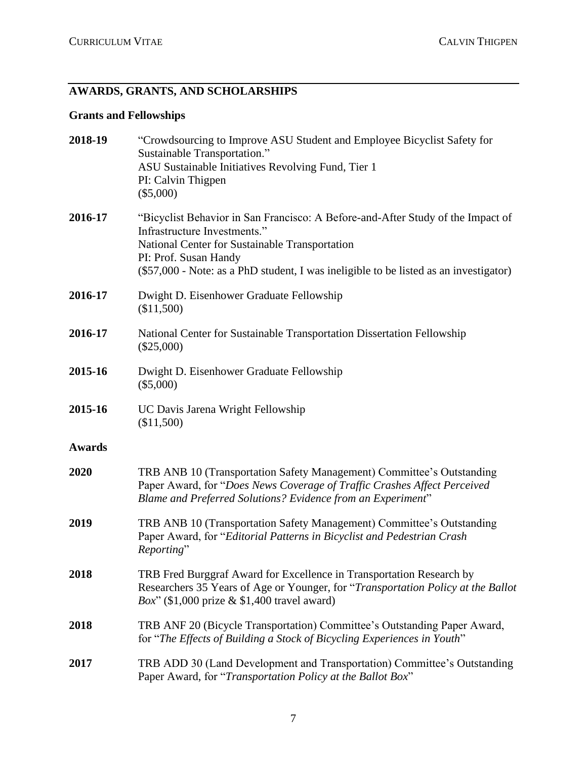## AWARDS, GRANTS, AND SCHOLARSHIPS

### Grants and Fellowships

**2018-19** "Crowdsourcing to Improve ASU Student and Employee Bicyclist Safety for Sustainable Transportation."
ASU Sustainable Initiatives Revolving Fund, Tier 1
PI: Calvin Thigpen
($5,000)

**2016-17** "Bicyclist Behavior in San Francisco: A Before-and-After Study of the Impact of Infrastructure Investments."
National Center for Sustainable Transportation
PI: Prof. Susan Handy
($57,000 - Note: as a PhD student, I was ineligible to be listed as an investigator)

**2016-17** Dwight D. Eisenhower Graduate Fellowship
($11,500)

**2016-17** National Center for Sustainable Transportation Dissertation Fellowship
($25,000)

**2015-16** Dwight D. Eisenhower Graduate Fellowship
($5,000)

**2015-16** UC Davis Jarena Wright Fellowship
($11,500)

### Awards

**2020** TRB ANB 10 (Transportation Safety Management) Committee's Outstanding Paper Award, for "*Does News Coverage of Traffic Crashes Affect Perceived Blame and Preferred Solutions? Evidence from an Experiment*"

**2019** TRB ANB 10 (Transportation Safety Management) Committee's Outstanding Paper Award, for "*Editorial Patterns in Bicyclist and Pedestrian Crash Reporting*"

**2018** TRB Fred Burggraf Award for Excellence in Transportation Research by Researchers 35 Years of Age or Younger, for "*Transportation Policy at the Ballot Box*" ($1,000 prize & $1,400 travel award)

**2018** TRB ANF 20 (Bicycle Transportation) Committee's Outstanding Paper Award, for "*The Effects of Building a Stock of Bicycling Experiences in Youth*"

**2017** TRB ADD 30 (Land Development and Transportation) Committee's Outstanding Paper Award, for "*Transportation Policy at the Ballot Box*"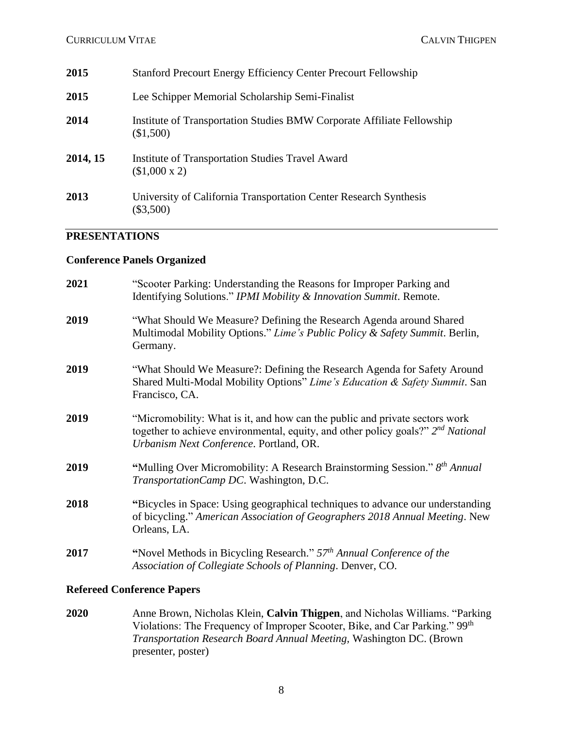**2015** Stanford Precourt Energy Efficiency Center Precourt Fellowship

**2015** Lee Schipper Memorial Scholarship Semi-Finalist

**2014** Institute of Transportation Studies BMW Corporate Affiliate Fellowship ($1,500)

**2014, 15** Institute of Transportation Studies Travel Award ($1,000 x 2)

**2013** University of California Transportation Center Research Synthesis ($3,500)

## PRESENTATIONS

### Conference Panels Organized

**2021** "Scooter Parking: Understanding the Reasons for Improper Parking and Identifying Solutions." *IPMI Mobility & Innovation Summit*. Remote.

**2019** "What Should We Measure? Defining the Research Agenda around Shared Multimodal Mobility Options." *Lime's Public Policy & Safety Summit*. Berlin, Germany.

**2019** "What Should We Measure?: Defining the Research Agenda for Safety Around Shared Multi-Modal Mobility Options" *Lime's Education & Safety Summit*. San Francisco, CA.

**2019** "Micromobility: What is it, and how can the public and private sectors work together to achieve environmental, equity, and other policy goals?" *2nd National Urbanism Next Conference*. Portland, OR.

**2019** "Mulling Over Micromobility: A Research Brainstorming Session." *8th Annual TransportationCamp DC*. Washington, D.C.

**2018** "Bicycles in Space: Using geographical techniques to advance our understanding of bicycling." *American Association of Geographers 2018 Annual Meeting*. New Orleans, LA.

**2017** "Novel Methods in Bicycling Research." *57th Annual Conference of the Association of Collegiate Schools of Planning*. Denver, CO.

### Refereed Conference Papers

**2020** Anne Brown, Nicholas Klein, **Calvin Thigpen**, and Nicholas Williams. "Parking Violations: The Frequency of Improper Scooter, Bike, and Car Parking." 99th *Transportation Research Board Annual Meeting*, Washington DC. (Brown presenter, poster)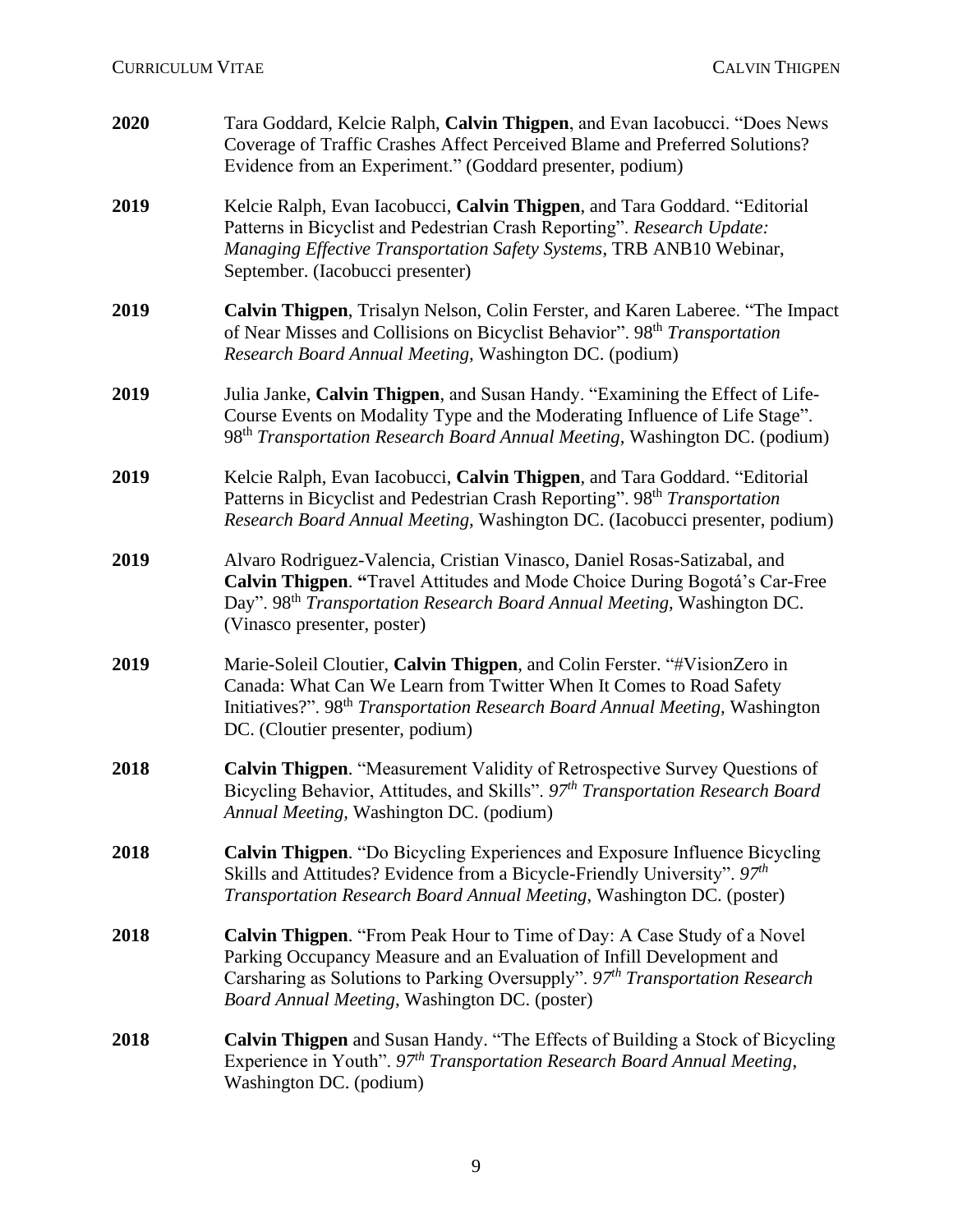**2020** Tara Goddard, Kelcie Ralph, **Calvin Thigpen**, and Evan Iacobucci. "Does News Coverage of Traffic Crashes Affect Perceived Blame and Preferred Solutions? Evidence from an Experiment." (Goddard presenter, podium)

**2019** Kelcie Ralph, Evan Iacobucci, **Calvin Thigpen**, and Tara Goddard. "Editorial Patterns in Bicyclist and Pedestrian Crash Reporting". *Research Update: Managing Effective Transportation Safety Systems*, TRB ANB10 Webinar, September. (Iacobucci presenter)

**2019** **Calvin Thigpen**, Trisalyn Nelson, Colin Ferster, and Karen Laberee. "The Impact of Near Misses and Collisions on Bicyclist Behavior". 98th *Transportation Research Board Annual Meeting*, Washington DC. (podium)

**2019** Julia Janke, **Calvin Thigpen**, and Susan Handy. "Examining the Effect of Life-Course Events on Modality Type and the Moderating Influence of Life Stage". 98th *Transportation Research Board Annual Meeting*, Washington DC. (podium)

**2019** Kelcie Ralph, Evan Iacobucci, **Calvin Thigpen**, and Tara Goddard. "Editorial Patterns in Bicyclist and Pedestrian Crash Reporting". 98th *Transportation Research Board Annual Meeting*, Washington DC. (Iacobucci presenter, podium)

**2019** Alvaro Rodriguez-Valencia, Cristian Vinasco, Daniel Rosas-Satizabal, and **Calvin Thigpen**. "Travel Attitudes and Mode Choice During Bogotá's Car-Free Day". 98th *Transportation Research Board Annual Meeting*, Washington DC. (Vinasco presenter, poster)

**2019** Marie-Soleil Cloutier, **Calvin Thigpen**, and Colin Ferster. "#VisionZero in Canada: What Can We Learn from Twitter When It Comes to Road Safety Initiatives?". 98th *Transportation Research Board Annual Meeting*, Washington DC. (Cloutier presenter, podium)

**2018** **Calvin Thigpen**. "Measurement Validity of Retrospective Survey Questions of Bicycling Behavior, Attitudes, and Skills". *97th Transportation Research Board Annual Meeting*, Washington DC. (podium)

**2018** **Calvin Thigpen**. "Do Bicycling Experiences and Exposure Influence Bicycling Skills and Attitudes? Evidence from a Bicycle-Friendly University". *97th Transportation Research Board Annual Meeting*, Washington DC. (poster)

**2018** **Calvin Thigpen**. "From Peak Hour to Time of Day: A Case Study of a Novel Parking Occupancy Measure and an Evaluation of Infill Development and Carsharing as Solutions to Parking Oversupply". *97th Transportation Research Board Annual Meeting*, Washington DC. (poster)

**2018** **Calvin Thigpen** and Susan Handy. "The Effects of Building a Stock of Bicycling Experience in Youth". *97th Transportation Research Board Annual Meeting*, Washington DC. (podium)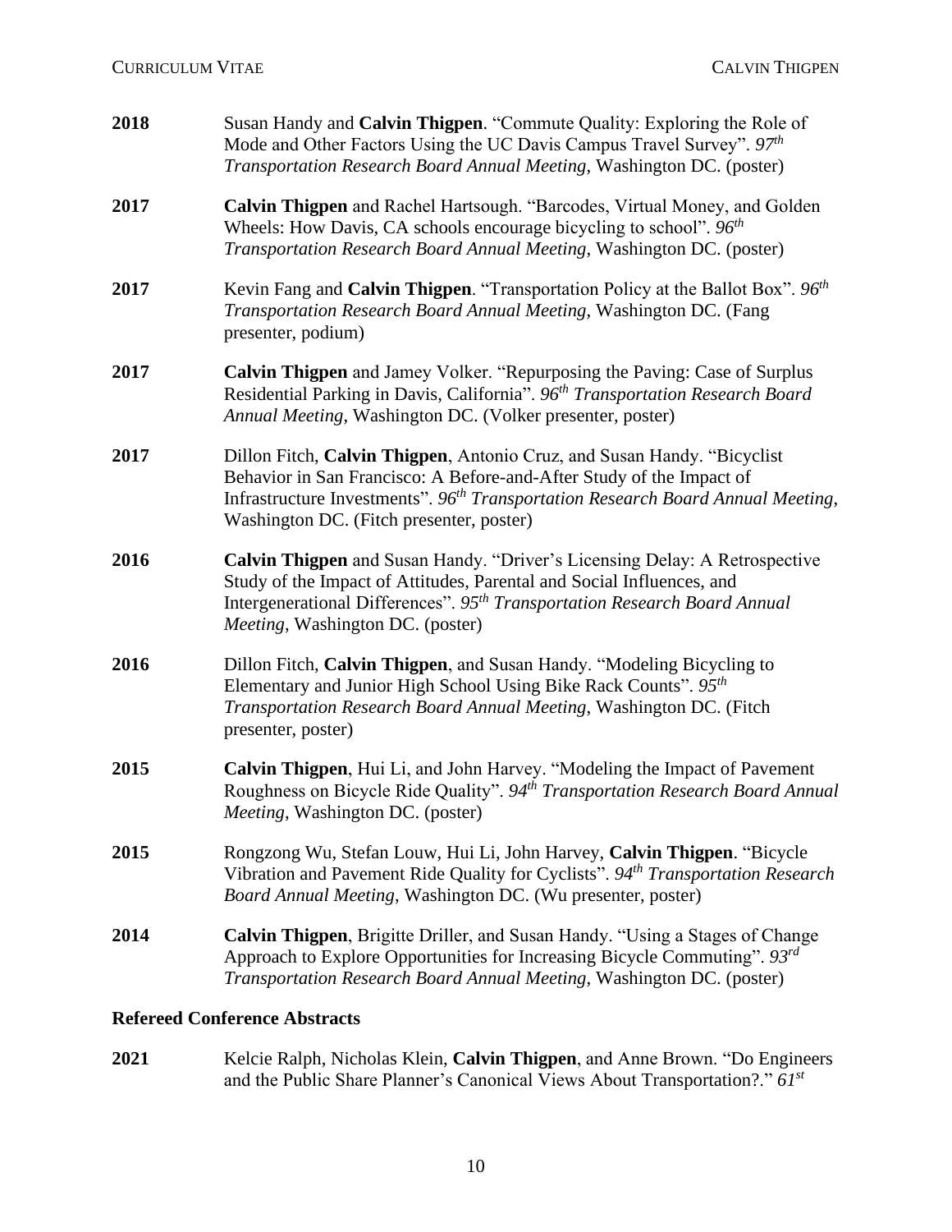**2018** Susan Handy and **Calvin Thigpen**. "Commute Quality: Exploring the Role of Mode and Other Factors Using the UC Davis Campus Travel Survey". *97th Transportation Research Board Annual Meeting*, Washington DC. (poster)

**2017** **Calvin Thigpen** and Rachel Hartsough. "Barcodes, Virtual Money, and Golden Wheels: How Davis, CA schools encourage bicycling to school". *96th Transportation Research Board Annual Meeting*, Washington DC. (poster)

**2017** Kevin Fang and **Calvin Thigpen**. "Transportation Policy at the Ballot Box". *96th Transportation Research Board Annual Meeting*, Washington DC. (Fang presenter, podium)

**2017** **Calvin Thigpen** and Jamey Volker. "Repurposing the Paving: Case of Surplus Residential Parking in Davis, California". *96th Transportation Research Board Annual Meeting*, Washington DC. (Volker presenter, poster)

**2017** Dillon Fitch, **Calvin Thigpen**, Antonio Cruz, and Susan Handy. "Bicyclist Behavior in San Francisco: A Before-and-After Study of the Impact of Infrastructure Investments". *96th Transportation Research Board Annual Meeting*, Washington DC. (Fitch presenter, poster)

**2016** **Calvin Thigpen** and Susan Handy. "Driver's Licensing Delay: A Retrospective Study of the Impact of Attitudes, Parental and Social Influences, and Intergenerational Differences". *95th Transportation Research Board Annual Meeting*, Washington DC. (poster)

**2016** Dillon Fitch, **Calvin Thigpen**, and Susan Handy. "Modeling Bicycling to Elementary and Junior High School Using Bike Rack Counts". *95th Transportation Research Board Annual Meeting*, Washington DC. (Fitch presenter, poster)

**2015** **Calvin Thigpen**, Hui Li, and John Harvey. "Modeling the Impact of Pavement Roughness on Bicycle Ride Quality". *94th Transportation Research Board Annual Meeting*, Washington DC. (poster)

**2015** Rongzong Wu, Stefan Louw, Hui Li, John Harvey, **Calvin Thigpen**. "Bicycle Vibration and Pavement Ride Quality for Cyclists". *94th Transportation Research Board Annual Meeting*, Washington DC. (Wu presenter, poster)

**2014** **Calvin Thigpen**, Brigitte Driller, and Susan Handy. "Using a Stages of Change Approach to Explore Opportunities for Increasing Bicycle Commuting". *93rd Transportation Research Board Annual Meeting*, Washington DC. (poster)

### Refereed Conference Abstracts

**2021** Kelcie Ralph, Nicholas Klein, **Calvin Thigpen**, and Anne Brown. "Do Engineers and the Public Share Planner's Canonical Views About Transportation?." *61st*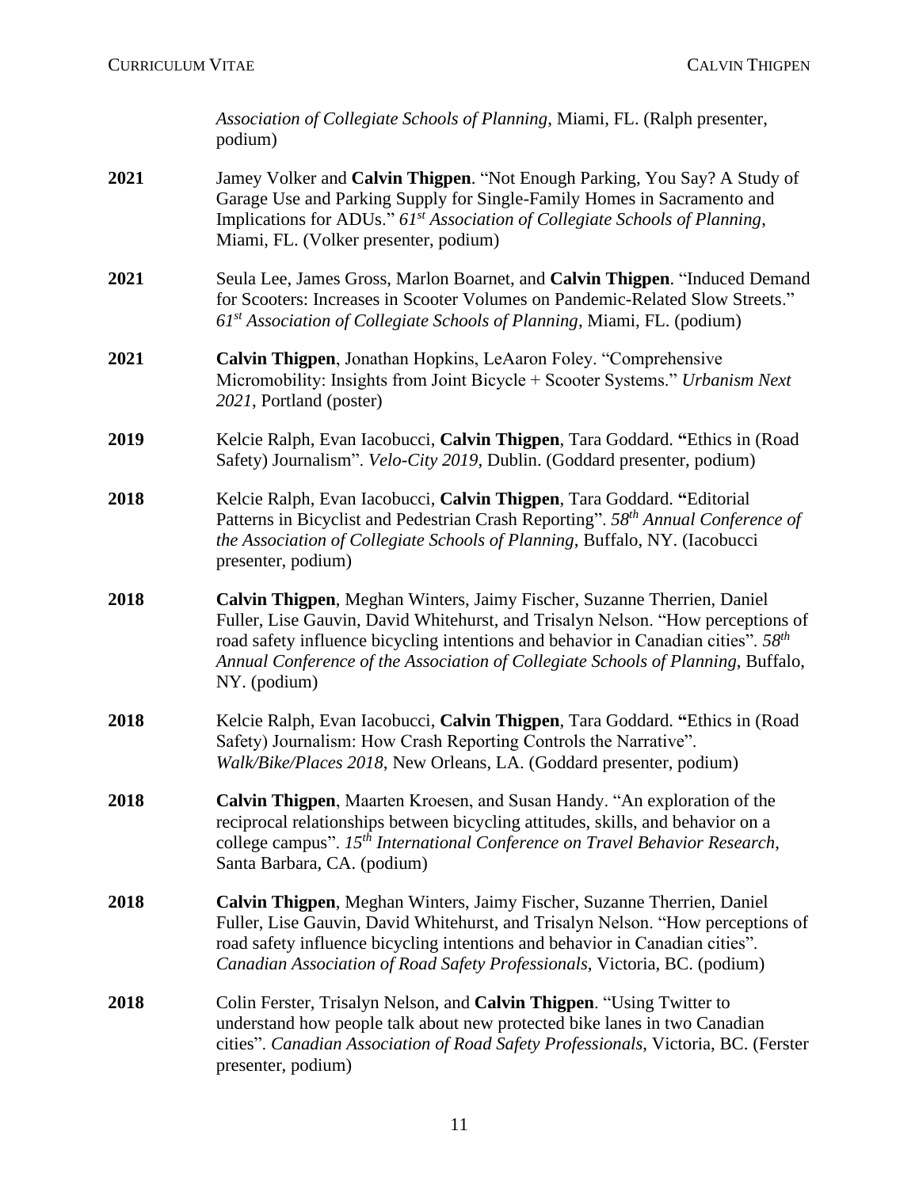*Association of Collegiate Schools of Planning*, Miami, FL. (Ralph presenter, podium)

**2021** Jamey Volker and **Calvin Thigpen**. "Not Enough Parking, You Say? A Study of Garage Use and Parking Supply for Single-Family Homes in Sacramento and Implications for ADUs." *61st Association of Collegiate Schools of Planning*, Miami, FL. (Volker presenter, podium)

**2021** Seula Lee, James Gross, Marlon Boarnet, and **Calvin Thigpen**. "Induced Demand for Scooters: Increases in Scooter Volumes on Pandemic-Related Slow Streets." *61st Association of Collegiate Schools of Planning*, Miami, FL. (podium)

**2021** **Calvin Thigpen**, Jonathan Hopkins, LeAaron Foley. "Comprehensive Micromobility: Insights from Joint Bicycle + Scooter Systems." *Urbanism Next 2021*, Portland (poster)

**2019** Kelcie Ralph, Evan Iacobucci, **Calvin Thigpen**, Tara Goddard. "Ethics in (Road Safety) Journalism". *Velo-City 2019*, Dublin. (Goddard presenter, podium)

**2018** Kelcie Ralph, Evan Iacobucci, **Calvin Thigpen**, Tara Goddard. "Editorial Patterns in Bicyclist and Pedestrian Crash Reporting". *58th Annual Conference of the Association of Collegiate Schools of Planning*, Buffalo, NY. (Iacobucci presenter, podium)

**2018** **Calvin Thigpen**, Meghan Winters, Jaimy Fischer, Suzanne Therrien, Daniel Fuller, Lise Gauvin, David Whitehurst, and Trisalyn Nelson. "How perceptions of road safety influence bicycling intentions and behavior in Canadian cities". *58th Annual Conference of the Association of Collegiate Schools of Planning*, Buffalo, NY. (podium)

**2018** Kelcie Ralph, Evan Iacobucci, **Calvin Thigpen**, Tara Goddard. "Ethics in (Road Safety) Journalism: How Crash Reporting Controls the Narrative". *Walk/Bike/Places 2018*, New Orleans, LA. (Goddard presenter, podium)

**2018** **Calvin Thigpen**, Maarten Kroesen, and Susan Handy. "An exploration of the reciprocal relationships between bicycling attitudes, skills, and behavior on a college campus". *15th International Conference on Travel Behavior Research*, Santa Barbara, CA. (podium)

**2018** **Calvin Thigpen**, Meghan Winters, Jaimy Fischer, Suzanne Therrien, Daniel Fuller, Lise Gauvin, David Whitehurst, and Trisalyn Nelson. "How perceptions of road safety influence bicycling intentions and behavior in Canadian cities". *Canadian Association of Road Safety Professionals*, Victoria, BC. (podium)

**2018** Colin Ferster, Trisalyn Nelson, and **Calvin Thigpen**. "Using Twitter to understand how people talk about new protected bike lanes in two Canadian cities". *Canadian Association of Road Safety Professionals*, Victoria, BC. (Ferster presenter, podium)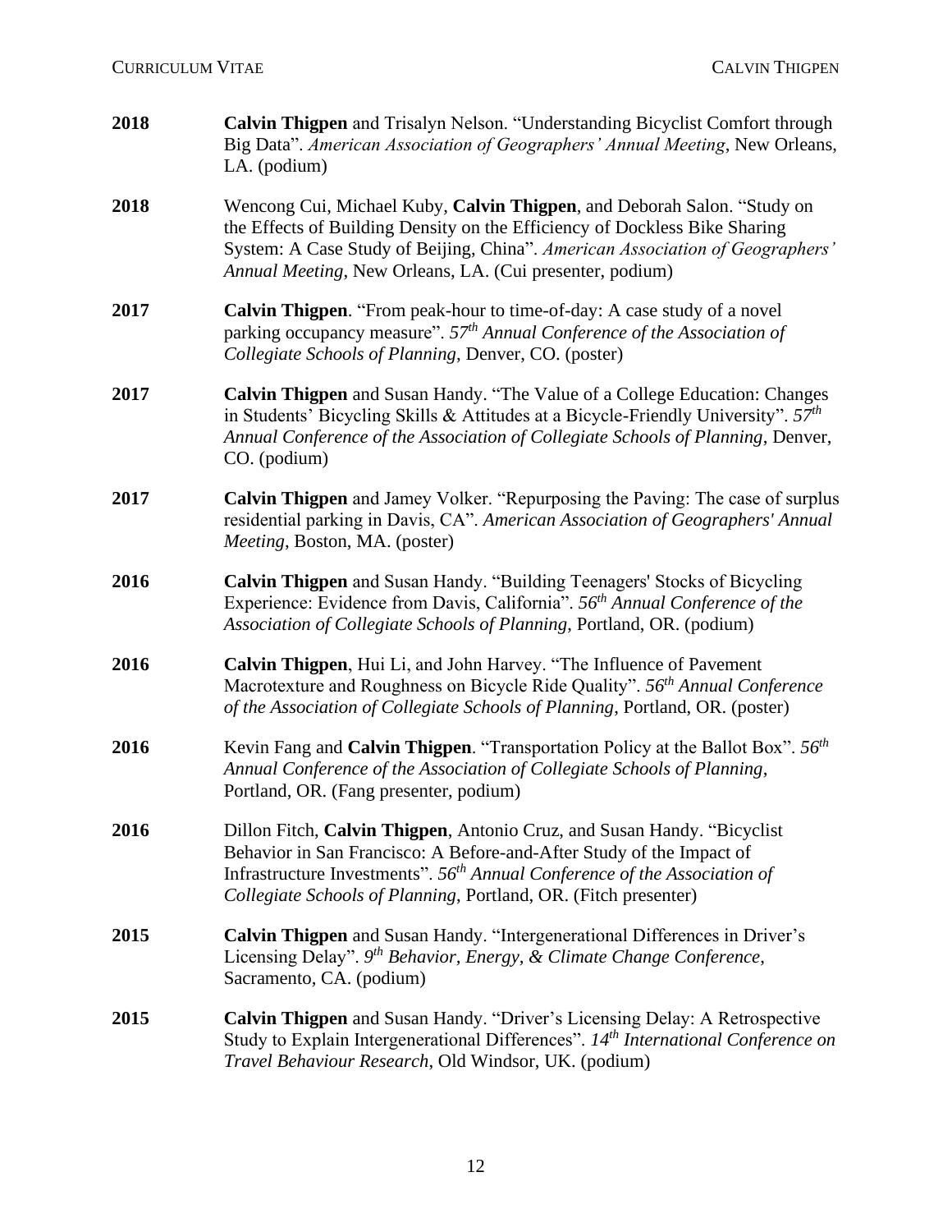**2018** **Calvin Thigpen** and Trisalyn Nelson. "Understanding Bicyclist Comfort through Big Data". *American Association of Geographers' Annual Meeting*, New Orleans, LA. (podium)

**2018** Wencong Cui, Michael Kuby, **Calvin Thigpen**, and Deborah Salon. "Study on the Effects of Building Density on the Efficiency of Dockless Bike Sharing System: A Case Study of Beijing, China". *American Association of Geographers' Annual Meeting*, New Orleans, LA. (Cui presenter, podium)

**2017** **Calvin Thigpen**. "From peak-hour to time-of-day: A case study of a novel parking occupancy measure". *57th Annual Conference of the Association of Collegiate Schools of Planning*, Denver, CO. (poster)

**2017** **Calvin Thigpen** and Susan Handy. "The Value of a College Education: Changes in Students' Bicycling Skills & Attitudes at a Bicycle-Friendly University". *57th Annual Conference of the Association of Collegiate Schools of Planning*, Denver, CO. (podium)

**2017** **Calvin Thigpen** and Jamey Volker. "Repurposing the Paving: The case of surplus residential parking in Davis, CA". *American Association of Geographers' Annual Meeting*, Boston, MA. (poster)

**2016** **Calvin Thigpen** and Susan Handy. "Building Teenagers' Stocks of Bicycling Experience: Evidence from Davis, California". *56th Annual Conference of the Association of Collegiate Schools of Planning*, Portland, OR. (podium)

**2016** **Calvin Thigpen**, Hui Li, and John Harvey. "The Influence of Pavement Macrotexture and Roughness on Bicycle Ride Quality". *56th Annual Conference of the Association of Collegiate Schools of Planning*, Portland, OR. (poster)

**2016** Kevin Fang and **Calvin Thigpen**. "Transportation Policy at the Ballot Box". *56th Annual Conference of the Association of Collegiate Schools of Planning*, Portland, OR. (Fang presenter, podium)

**2016** Dillon Fitch, **Calvin Thigpen**, Antonio Cruz, and Susan Handy. "Bicyclist Behavior in San Francisco: A Before-and-After Study of the Impact of Infrastructure Investments". *56th Annual Conference of the Association of Collegiate Schools of Planning*, Portland, OR. (Fitch presenter)

**2015** **Calvin Thigpen** and Susan Handy. "Intergenerational Differences in Driver's Licensing Delay". *9th Behavior, Energy, & Climate Change Conference*, Sacramento, CA. (podium)

**2015** **Calvin Thigpen** and Susan Handy. "Driver's Licensing Delay: A Retrospective Study to Explain Intergenerational Differences". *14th International Conference on Travel Behaviour Research*, Old Windsor, UK. (podium)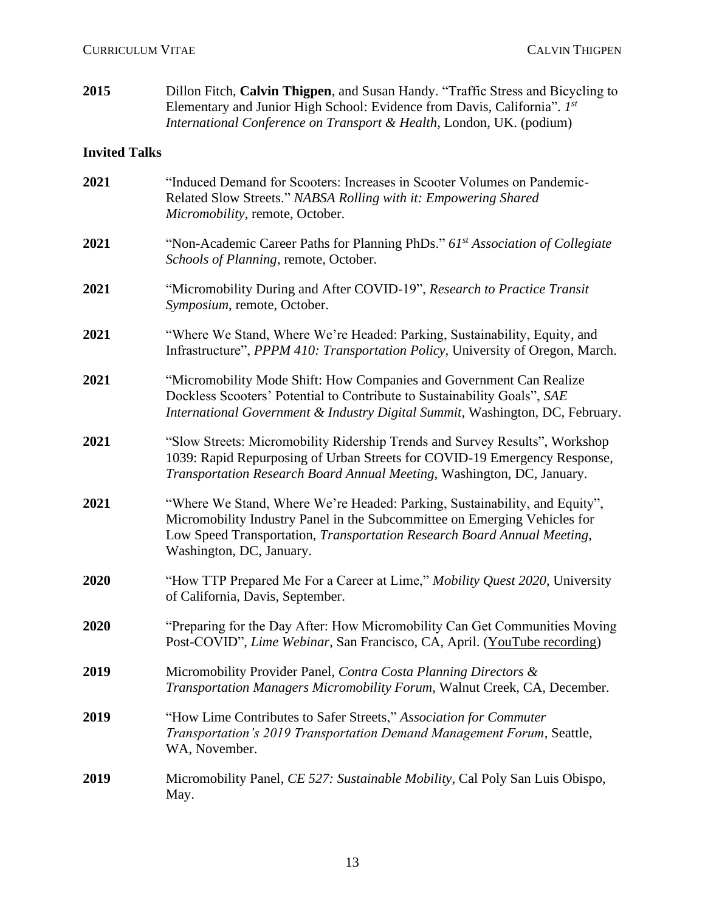**2015** Dillon Fitch, **Calvin Thigpen**, and Susan Handy. "Traffic Stress and Bicycling to Elementary and Junior High School: Evidence from Davis, California". *1st International Conference on Transport & Health*, London, UK. (podium)

### Invited Talks

**2021** "Induced Demand for Scooters: Increases in Scooter Volumes on Pandemic-Related Slow Streets." *NABSA Rolling with it: Empowering Shared Micromobility*, remote, October.

**2021** "Non-Academic Career Paths for Planning PhDs." *61st Association of Collegiate Schools of Planning*, remote, October.

**2021** "Micromobility During and After COVID-19", *Research to Practice Transit Symposium*, remote, October.

**2021** "Where We Stand, Where We're Headed: Parking, Sustainability, Equity, and Infrastructure", *PPPM 410: Transportation Policy,* University of Oregon, March.

**2021** "Micromobility Mode Shift: How Companies and Government Can Realize Dockless Scooters' Potential to Contribute to Sustainability Goals", *SAE International Government & Industry Digital Summit*, Washington, DC, February.

**2021** "Slow Streets: Micromobility Ridership Trends and Survey Results", Workshop 1039: Rapid Repurposing of Urban Streets for COVID-19 Emergency Response, *Transportation Research Board Annual Meeting*, Washington, DC, January.

**2021** "Where We Stand, Where We're Headed: Parking, Sustainability, and Equity", Micromobility Industry Panel in the Subcommittee on Emerging Vehicles for Low Speed Transportation, *Transportation Research Board Annual Meeting*, Washington, DC, January.

**2020** "How TTP Prepared Me For a Career at Lime," *Mobility Quest 2020*, University of California, Davis, September.

**2020** "Preparing for the Day After: How Micromobility Can Get Communities Moving Post-COVID", *Lime Webinar*, San Francisco, CA, April. (YouTube recording)

**2019** Micromobility Provider Panel, *Contra Costa Planning Directors & Transportation Managers Micromobility Forum*, Walnut Creek, CA, December.

**2019** "How Lime Contributes to Safer Streets," *Association for Commuter Transportation's 2019 Transportation Demand Management Forum*, Seattle, WA, November.

**2019** Micromobility Panel, *CE 527: Sustainable Mobility*, Cal Poly San Luis Obispo, May.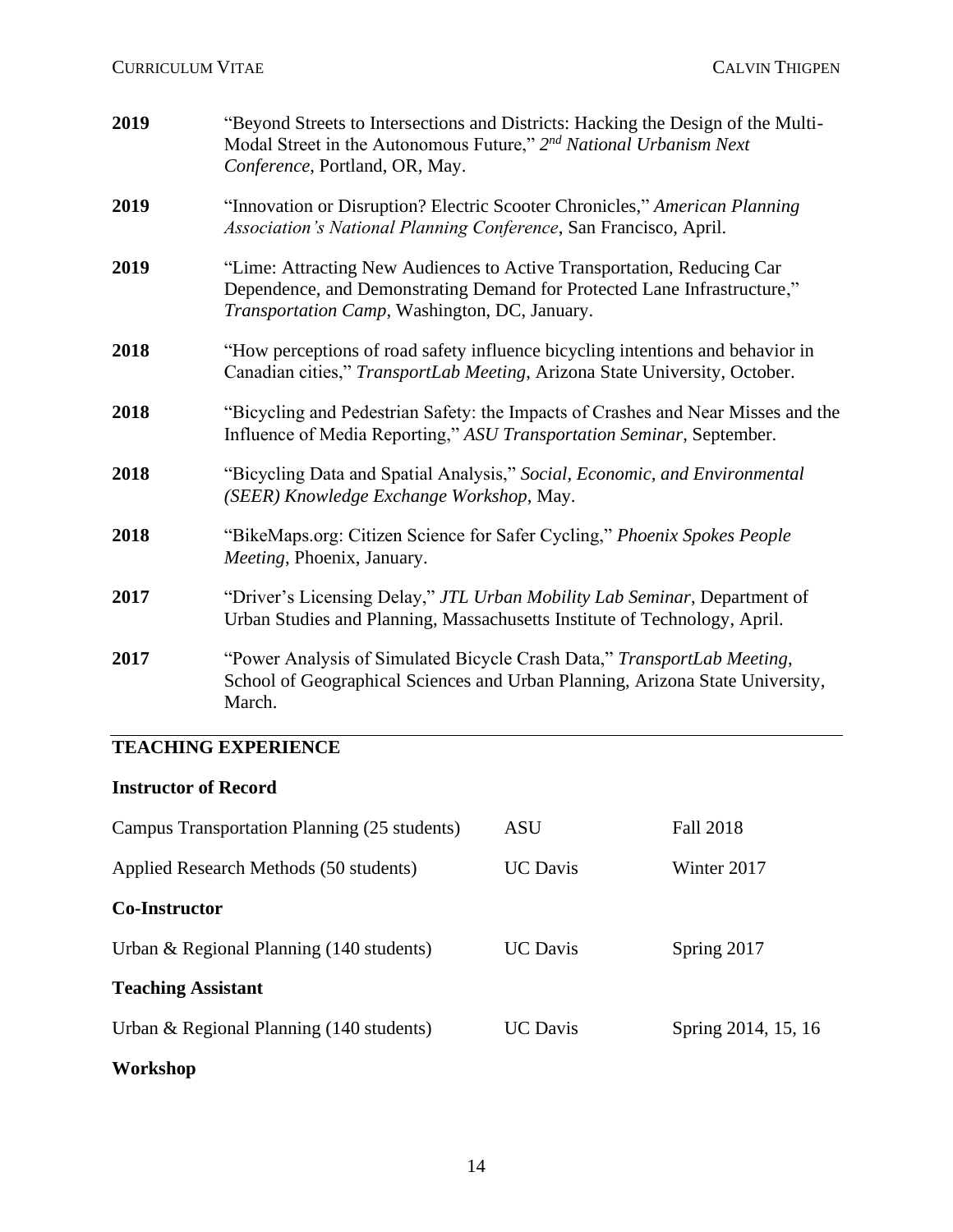**2019** "Beyond Streets to Intersections and Districts: Hacking the Design of the Multi-Modal Street in the Autonomous Future," *2nd National Urbanism Next Conference*, Portland, OR, May.

**2019** "Innovation or Disruption? Electric Scooter Chronicles," *American Planning Association's National Planning Conference*, San Francisco, April.

**2019** "Lime: Attracting New Audiences to Active Transportation, Reducing Car Dependence, and Demonstrating Demand for Protected Lane Infrastructure," *Transportation Camp*, Washington, DC, January.

**2018** "How perceptions of road safety influence bicycling intentions and behavior in Canadian cities," *TransportLab Meeting*, Arizona State University, October.

**2018** "Bicycling and Pedestrian Safety: the Impacts of Crashes and Near Misses and the Influence of Media Reporting," *ASU Transportation Seminar*, September.

**2018** "Bicycling Data and Spatial Analysis," *Social, Economic, and Environmental (SEER) Knowledge Exchange Workshop*, May.

**2018** "BikeMaps.org: Citizen Science for Safer Cycling," *Phoenix Spokes People Meeting*, Phoenix, January.

**2017** "Driver's Licensing Delay," *JTL Urban Mobility Lab Seminar*, Department of Urban Studies and Planning, Massachusetts Institute of Technology, April.

**2017** "Power Analysis of Simulated Bicycle Crash Data," *TransportLab Meeting*, School of Geographical Sciences and Urban Planning, Arizona State University, March.

## TEACHING EXPERIENCE

### Instructor of Record

| | | |
|---|---|---|
| Campus Transportation Planning (25 students) | ASU | Fall 2018 |
| Applied Research Methods (50 students) | UC Davis | Winter 2017 |

### Co-Instructor

| | | |
|---|---|---|
| Urban & Regional Planning (140 students) | UC Davis | Spring 2017 |

### Teaching Assistant

| | | |
|---|---|---|
| Urban & Regional Planning (140 students) | UC Davis | Spring 2014, 15, 16 |

### Workshop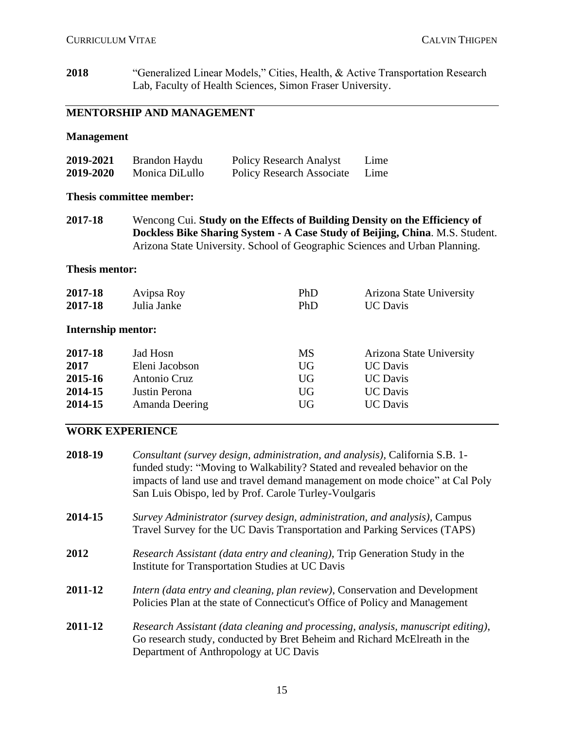**2018** "Generalized Linear Models," Cities, Health, & Active Transportation Research Lab, Faculty of Health Sciences, Simon Fraser University.

## MENTORSHIP AND MANAGEMENT

### Management

| | | | |
|---|---|---|---|
| **2019-2021** | Brandon Haydu | Policy Research Analyst | Lime |
| **2019-2020** | Monica DiLullo | Policy Research Associate | Lime |

### Thesis committee member:

**2017-18** Wencong Cui. **Study on the Effects of Building Density on the Efficiency of Dockless Bike Sharing System - A Case Study of Beijing, China**. M.S. Student. Arizona State University. School of Geographic Sciences and Urban Planning.

### Thesis mentor:

| | | | |
|---|---|---|---|
| **2017-18** | Avipsa Roy | PhD | Arizona State University |
| **2017-18** | Julia Janke | PhD | UC Davis |

### Internship mentor:

| | | | |
|---|---|---|---|
| **2017-18** | Jad Hosn | MS | Arizona State University |
| **2017** | Eleni Jacobson | UG | UC Davis |
| **2015-16** | Antonio Cruz | UG | UC Davis |
| **2014-15** | Justin Perona | UG | UC Davis |
| **2014-15** | Amanda Deering | UG | UC Davis |

## WORK EXPERIENCE

**2018-19** *Consultant (survey design, administration, and analysis)*, California S.B. 1-funded study: "Moving to Walkability? Stated and revealed behavior on the impacts of land use and travel demand management on mode choice" at Cal Poly San Luis Obispo, led by Prof. Carole Turley-Voulgaris

**2014-15** *Survey Administrator (survey design, administration, and analysis)*, Campus Travel Survey for the UC Davis Transportation and Parking Services (TAPS)

**2012** *Research Assistant (data entry and cleaning)*, Trip Generation Study in the Institute for Transportation Studies at UC Davis

**2011-12** *Intern (data entry and cleaning, plan review)*, Conservation and Development Policies Plan at the state of Connecticut's Office of Policy and Management

**2011-12** *Research Assistant (data cleaning and processing, analysis, manuscript editing)*, Go research study, conducted by Bret Beheim and Richard McElreath in the Department of Anthropology at UC Davis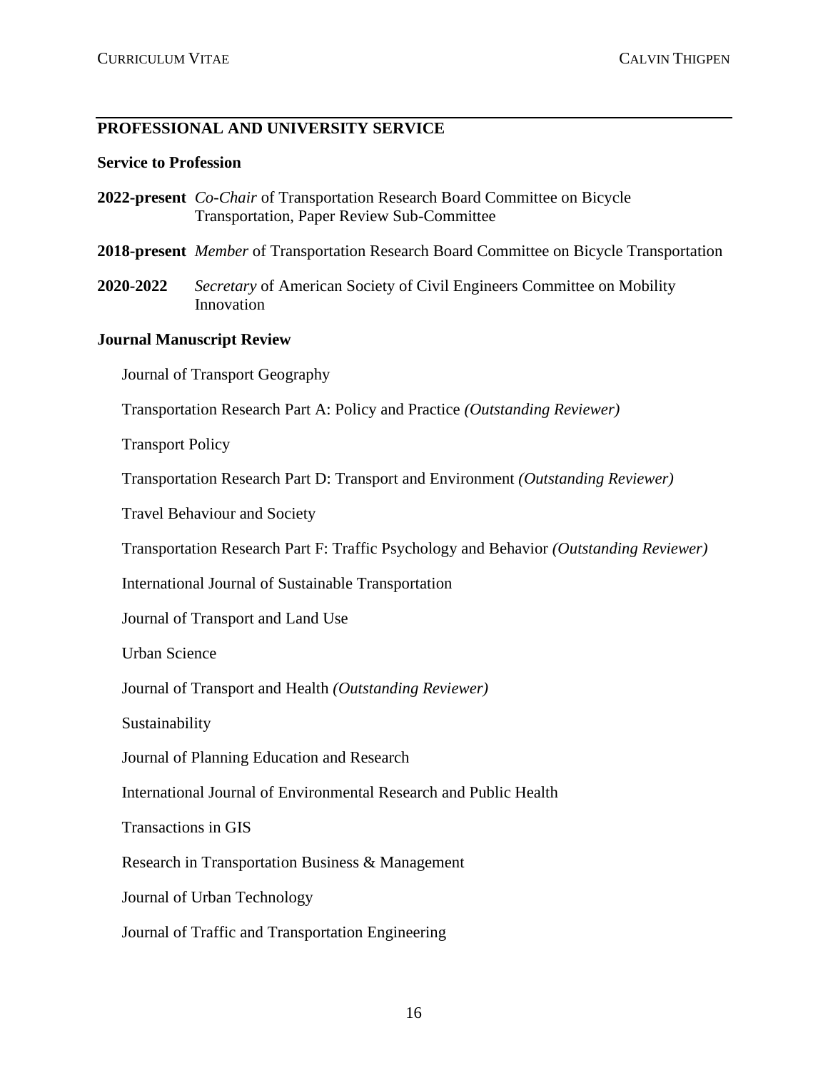## PROFESSIONAL AND UNIVERSITY SERVICE

### Service to Profession

**2022-present** *Co-Chair* of Transportation Research Board Committee on Bicycle Transportation, Paper Review Sub-Committee

**2018-present** *Member* of Transportation Research Board Committee on Bicycle Transportation

**2020-2022** *Secretary* of American Society of Civil Engineers Committee on Mobility Innovation

### Journal Manuscript Review

Journal of Transport Geography

Transportation Research Part A: Policy and Practice *(Outstanding Reviewer)*

Transport Policy

Transportation Research Part D: Transport and Environment *(Outstanding Reviewer)*

Travel Behaviour and Society

Transportation Research Part F: Traffic Psychology and Behavior *(Outstanding Reviewer)*

International Journal of Sustainable Transportation

Journal of Transport and Land Use

Urban Science

Journal of Transport and Health *(Outstanding Reviewer)*

Sustainability

Journal of Planning Education and Research

International Journal of Environmental Research and Public Health

Transactions in GIS

Research in Transportation Business & Management

Journal of Urban Technology

Journal of Traffic and Transportation Engineering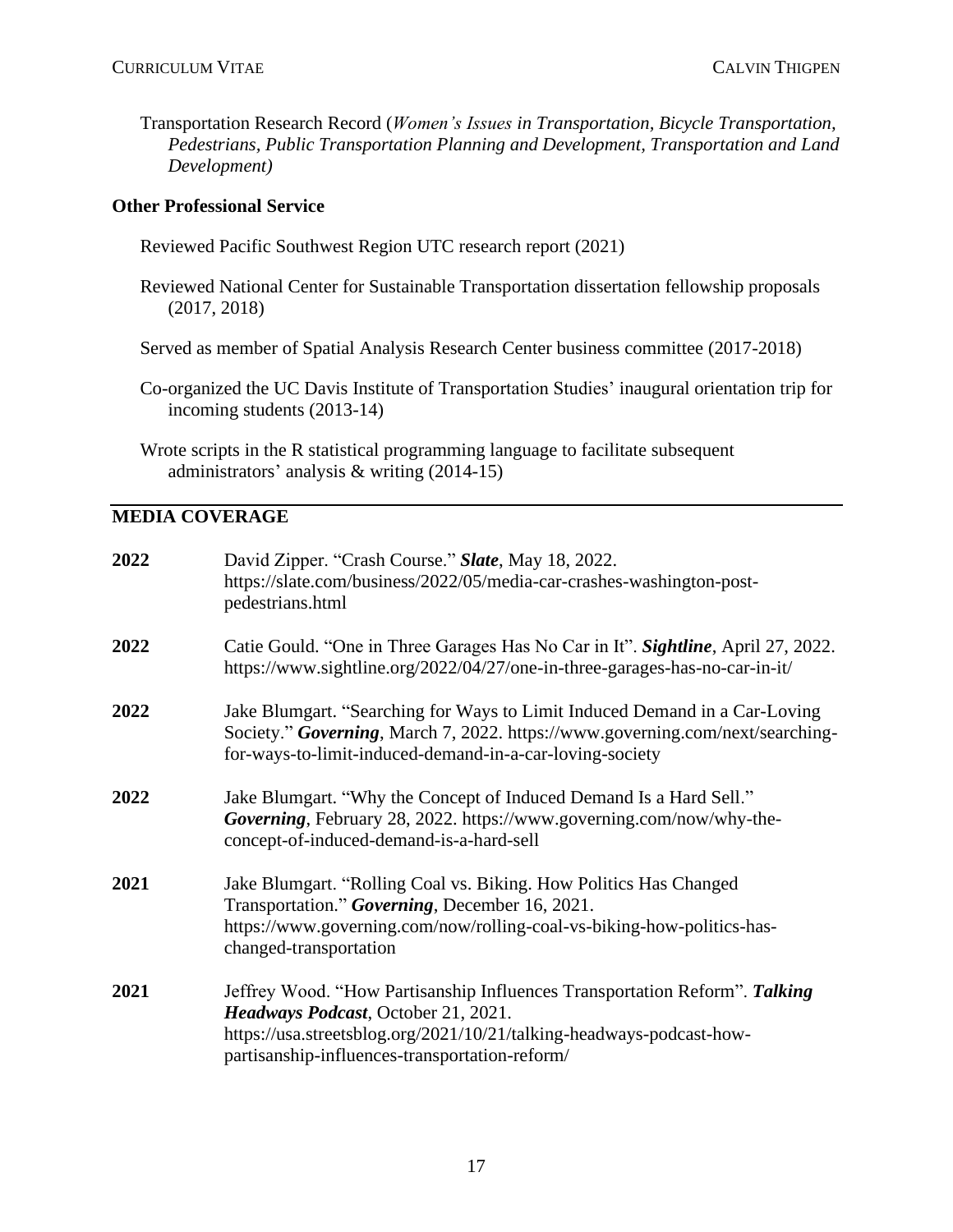Transportation Research Record (*Women's Issues in Transportation, Bicycle Transportation, Pedestrians, Public Transportation Planning and Development, Transportation and Land Development)*

### Other Professional Service

Reviewed Pacific Southwest Region UTC research report (2021)

Reviewed National Center for Sustainable Transportation dissertation fellowship proposals (2017, 2018)

Served as member of Spatial Analysis Research Center business committee (2017-2018)

Co-organized the UC Davis Institute of Transportation Studies' inaugural orientation trip for incoming students (2013-14)

Wrote scripts in the R statistical programming language to facilitate subsequent administrators' analysis & writing (2014-15)

## MEDIA COVERAGE

**2022** David Zipper. "Crash Course." ***Slate***, May 18, 2022. https://slate.com/business/2022/05/media-car-crashes-washington-post-pedestrians.html

**2022** Catie Gould. "One in Three Garages Has No Car in It". ***Sightline***, April 27, 2022. https://www.sightline.org/2022/04/27/one-in-three-garages-has-no-car-in-it/

**2022** Jake Blumgart. "Searching for Ways to Limit Induced Demand in a Car-Loving Society." ***Governing***, March 7, 2022. https://www.governing.com/next/searching-for-ways-to-limit-induced-demand-in-a-car-loving-society

**2022** Jake Blumgart. "Why the Concept of Induced Demand Is a Hard Sell." ***Governing***, February 28, 2022. https://www.governing.com/now/why-the-concept-of-induced-demand-is-a-hard-sell

**2021** Jake Blumgart. "Rolling Coal vs. Biking. How Politics Has Changed Transportation." ***Governing***, December 16, 2021. https://www.governing.com/now/rolling-coal-vs-biking-how-politics-has-changed-transportation

**2021** Jeffrey Wood. "How Partisanship Influences Transportation Reform". ***Talking Headways Podcast***, October 21, 2021. https://usa.streetsblog.org/2021/10/21/talking-headways-podcast-how-partisanship-influences-transportation-reform/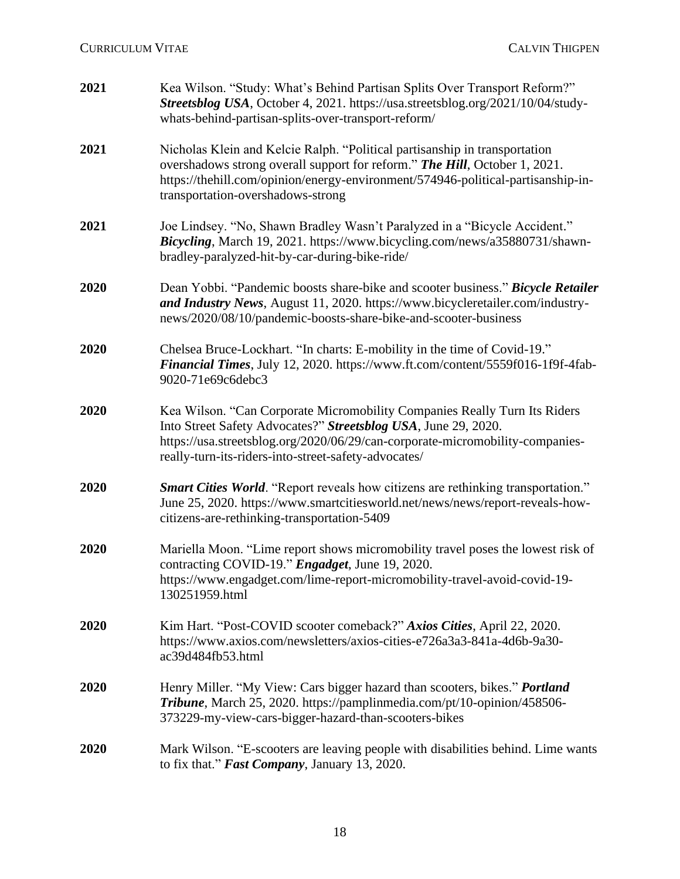**2021** Kea Wilson. "Study: What's Behind Partisan Splits Over Transport Reform?" ***Streetsblog USA***, October 4, 2021. https://usa.streetsblog.org/2021/10/04/study-whats-behind-partisan-splits-over-transport-reform/

**2021** Nicholas Klein and Kelcie Ralph. "Political partisanship in transportation overshadows strong overall support for reform." ***The Hill***, October 1, 2021. https://thehill.com/opinion/energy-environment/574946-political-partisanship-in-transportation-overshadows-strong

**2021** Joe Lindsey. "No, Shawn Bradley Wasn't Paralyzed in a "Bicycle Accident." ***Bicycling***, March 19, 2021. https://www.bicycling.com/news/a35880731/shawn-bradley-paralyzed-hit-by-car-during-bike-ride/

**2020** Dean Yobbi. "Pandemic boosts share-bike and scooter business." ***Bicycle Retailer and Industry News***, August 11, 2020. https://www.bicycleretailer.com/industry-news/2020/08/10/pandemic-boosts-share-bike-and-scooter-business

**2020** Chelsea Bruce-Lockhart. "In charts: E-mobility in the time of Covid-19." ***Financial Times***, July 12, 2020. https://www.ft.com/content/5559f016-1f9f-4fab-9020-71e69c6debc3

**2020** Kea Wilson. "Can Corporate Micromobility Companies Really Turn Its Riders Into Street Safety Advocates?" ***Streetsblog USA***, June 29, 2020. https://usa.streetsblog.org/2020/06/29/can-corporate-micromobility-companies-really-turn-its-riders-into-street-safety-advocates/

**2020** ***Smart Cities World***. "Report reveals how citizens are rethinking transportation." June 25, 2020. https://www.smartcitiesworld.net/news/news/report-reveals-how-citizens-are-rethinking-transportation-5409

**2020** Mariella Moon. "Lime report shows micromobility travel poses the lowest risk of contracting COVID-19." ***Engadget***, June 19, 2020. https://www.engadget.com/lime-report-micromobility-travel-avoid-covid-19-130251959.html

**2020** Kim Hart. "Post-COVID scooter comeback?" ***Axios Cities***, April 22, 2020. https://www.axios.com/newsletters/axios-cities-e726a3a3-841a-4d6b-9a30-ac39d484fb53.html

**2020** Henry Miller. "My View: Cars bigger hazard than scooters, bikes." ***Portland Tribune***, March 25, 2020. https://pamplinmedia.com/pt/10-opinion/458506-373229-my-view-cars-bigger-hazard-than-scooters-bikes

**2020** Mark Wilson. "E-scooters are leaving people with disabilities behind. Lime wants to fix that." ***Fast Company***, January 13, 2020.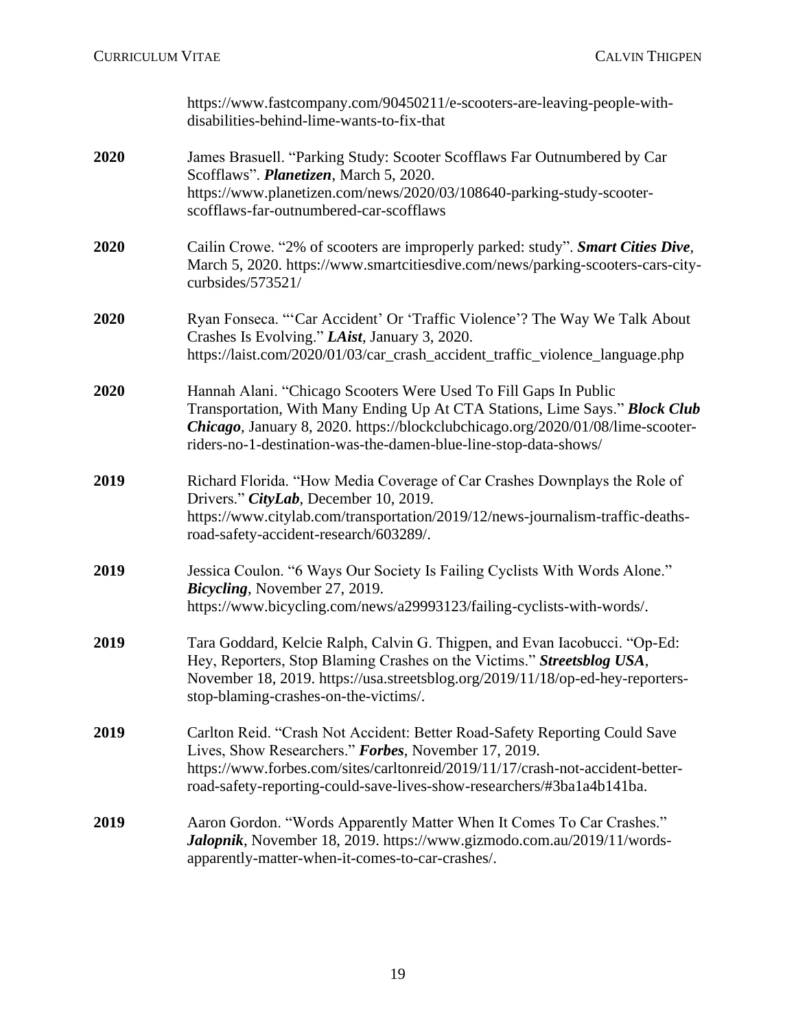https://www.fastcompany.com/90450211/e-scooters-are-leaving-people-with-disabilities-behind-lime-wants-to-fix-that

**2020** James Brasuell. "Parking Study: Scooter Scofflaws Far Outnumbered by Car Scofflaws". ***Planetizen***, March 5, 2020. https://www.planetizen.com/news/2020/03/108640-parking-study-scooter-scofflaws-far-outnumbered-car-scofflaws

**2020** Cailin Crowe. "2% of scooters are improperly parked: study". ***Smart Cities Dive***, March 5, 2020. https://www.smartcitiesdive.com/news/parking-scooters-cars-city-curbsides/573521/

**2020** Ryan Fonseca. "'Car Accident' Or 'Traffic Violence'? The Way We Talk About Crashes Is Evolving." ***LAist***, January 3, 2020. https://laist.com/2020/01/03/car_crash_accident_traffic_violence_language.php

**2020** Hannah Alani. "Chicago Scooters Were Used To Fill Gaps In Public Transportation, With Many Ending Up At CTA Stations, Lime Says." ***Block Club Chicago***, January 8, 2020. https://blockclubchicago.org/2020/01/08/lime-scooter-riders-no-1-destination-was-the-damen-blue-line-stop-data-shows/

**2019** Richard Florida. "How Media Coverage of Car Crashes Downplays the Role of Drivers." ***CityLab***, December 10, 2019. https://www.citylab.com/transportation/2019/12/news-journalism-traffic-deaths-road-safety-accident-research/603289/.

**2019** Jessica Coulon. "6 Ways Our Society Is Failing Cyclists With Words Alone." ***Bicycling***, November 27, 2019. https://www.bicycling.com/news/a29993123/failing-cyclists-with-words/.

**2019** Tara Goddard, Kelcie Ralph, Calvin G. Thigpen, and Evan Iacobucci. "Op-Ed: Hey, Reporters, Stop Blaming Crashes on the Victims." ***Streetsblog USA***, November 18, 2019. https://usa.streetsblog.org/2019/11/18/op-ed-hey-reporters-stop-blaming-crashes-on-the-victims/.

**2019** Carlton Reid. "Crash Not Accident: Better Road-Safety Reporting Could Save Lives, Show Researchers." ***Forbes***, November 17, 2019. https://www.forbes.com/sites/carltonreid/2019/11/17/crash-not-accident-better-road-safety-reporting-could-save-lives-show-researchers/#3ba1a4b141ba.

**2019** Aaron Gordon. "Words Apparently Matter When It Comes To Car Crashes." ***Jalopnik***, November 18, 2019. https://www.gizmodo.com.au/2019/11/words-apparently-matter-when-it-comes-to-car-crashes/.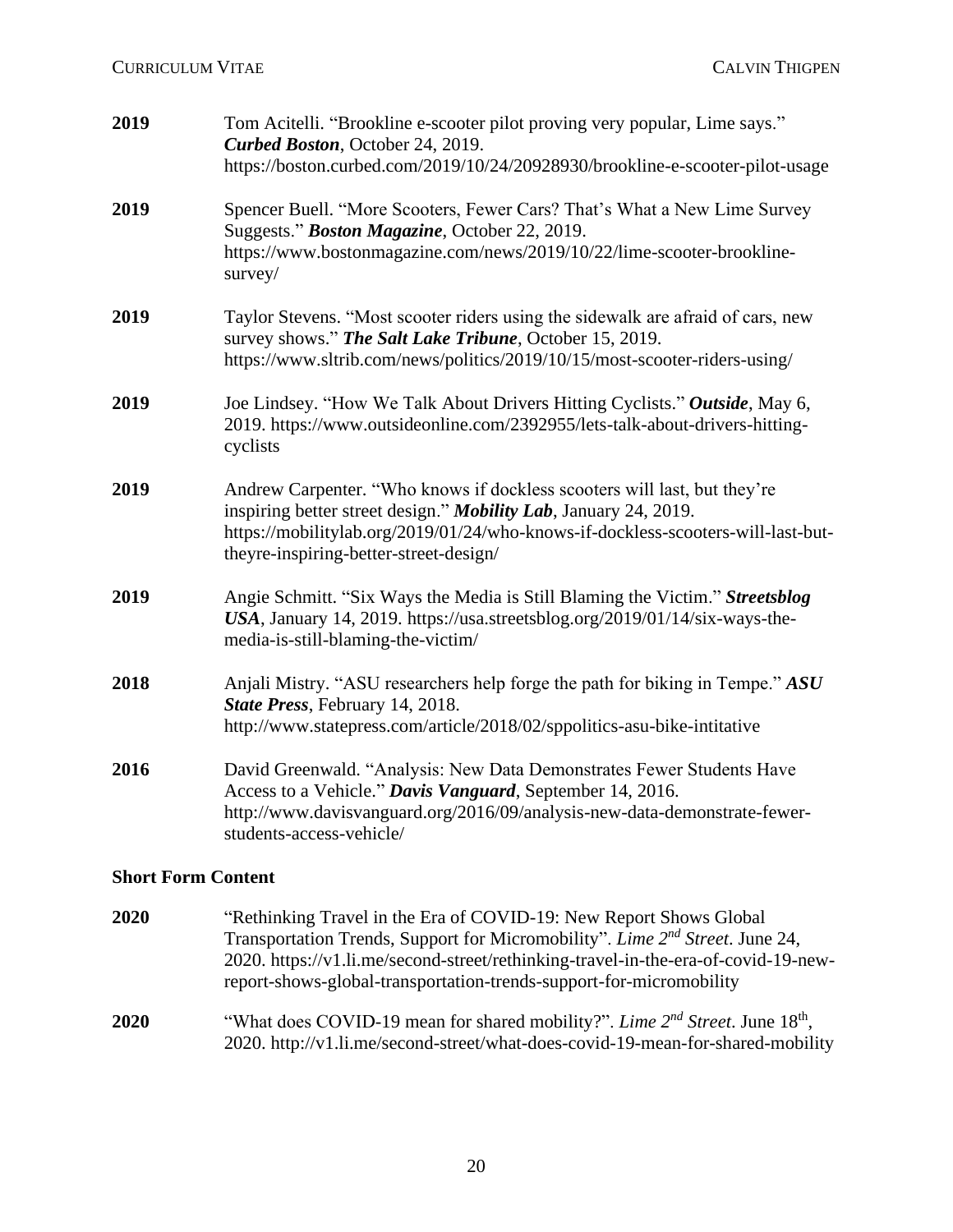**2019** Tom Acitelli. "Brookline e-scooter pilot proving very popular, Lime says." ***Curbed Boston***, October 24, 2019. https://boston.curbed.com/2019/10/24/20928930/brookline-e-scooter-pilot-usage

**2019** Spencer Buell. "More Scooters, Fewer Cars? That's What a New Lime Survey Suggests." ***Boston Magazine***, October 22, 2019. https://www.bostonmagazine.com/news/2019/10/22/lime-scooter-brookline-survey/

**2019** Taylor Stevens. "Most scooter riders using the sidewalk are afraid of cars, new survey shows." ***The Salt Lake Tribune***, October 15, 2019. https://www.sltrib.com/news/politics/2019/10/15/most-scooter-riders-using/

**2019** Joe Lindsey. "How We Talk About Drivers Hitting Cyclists." ***Outside***, May 6, 2019. https://www.outsideonline.com/2392955/lets-talk-about-drivers-hitting-cyclists

**2019** Andrew Carpenter. "Who knows if dockless scooters will last, but they're inspiring better street design." ***Mobility Lab***, January 24, 2019. https://mobilitylab.org/2019/01/24/who-knows-if-dockless-scooters-will-last-but-theyre-inspiring-better-street-design/

**2019** Angie Schmitt. "Six Ways the Media is Still Blaming the Victim." ***Streetsblog USA***, January 14, 2019. https://usa.streetsblog.org/2019/01/14/six-ways-the-media-is-still-blaming-the-victim/

**2018** Anjali Mistry. "ASU researchers help forge the path for biking in Tempe." ***ASU State Press***, February 14, 2018. http://www.statepress.com/article/2018/02/sppolitics-asu-bike-intitative

**2016** David Greenwald. "Analysis: New Data Demonstrates Fewer Students Have Access to a Vehicle." ***Davis Vanguard***, September 14, 2016. http://www.davisvanguard.org/2016/09/analysis-new-data-demonstrate-fewer-students-access-vehicle/

### Short Form Content

**2020** "Rethinking Travel in the Era of COVID-19: New Report Shows Global Transportation Trends, Support for Micromobility". *Lime 2nd Street*. June 24, 2020. https://v1.li.me/second-street/rethinking-travel-in-the-era-of-covid-19-new-report-shows-global-transportation-trends-support-for-micromobility

**2020** "What does COVID-19 mean for shared mobility?". *Lime 2nd Street*. June 18th, 2020. http://v1.li.me/second-street/what-does-covid-19-mean-for-shared-mobility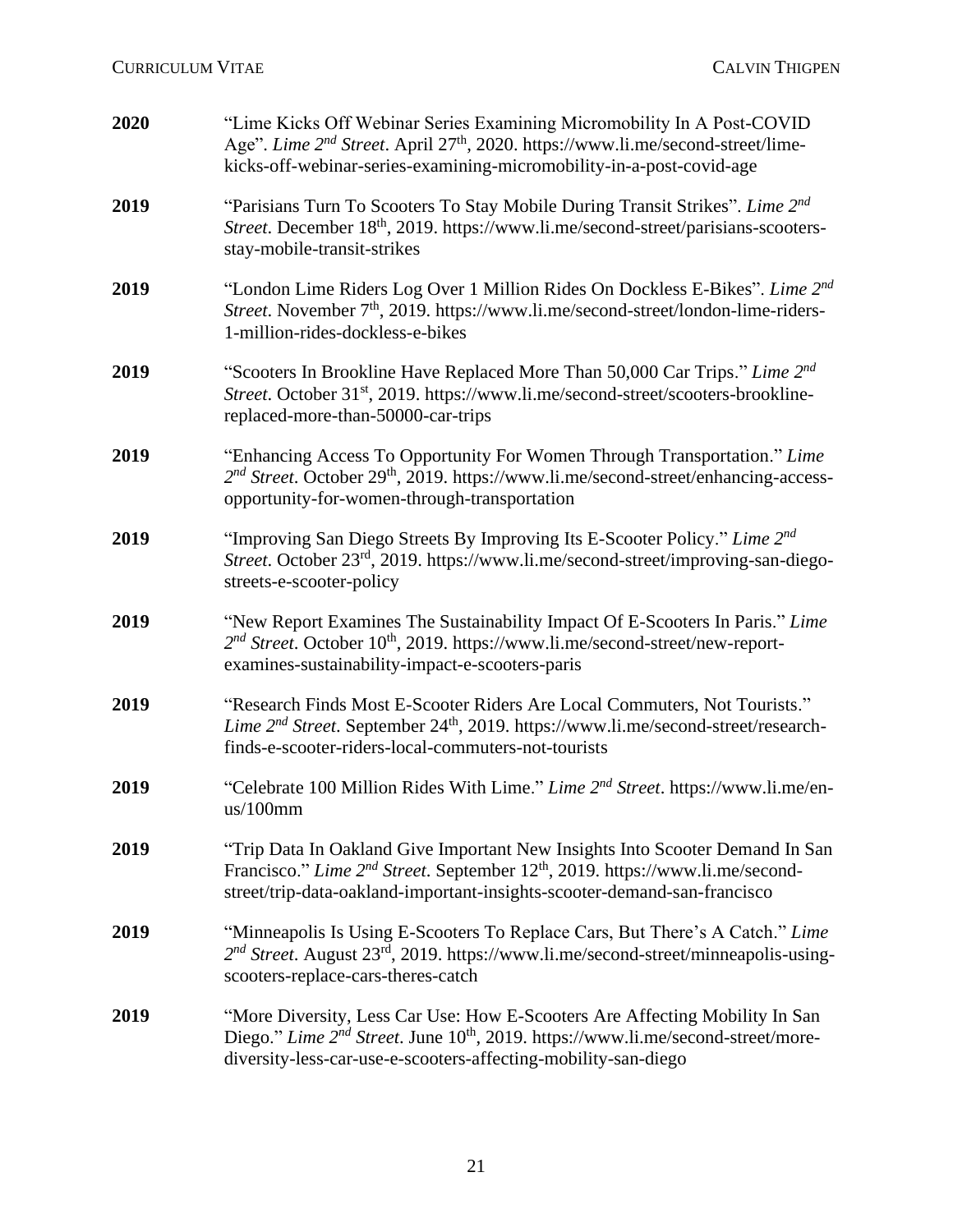**2020** "Lime Kicks Off Webinar Series Examining Micromobility In A Post-COVID Age". *Lime 2nd Street*. April 27th, 2020. https://www.li.me/second-street/lime-kicks-off-webinar-series-examining-micromobility-in-a-post-covid-age

**2019** "Parisians Turn To Scooters To Stay Mobile During Transit Strikes". *Lime 2nd Street*. December 18th, 2019. https://www.li.me/second-street/parisians-scooters-stay-mobile-transit-strikes

**2019** "London Lime Riders Log Over 1 Million Rides On Dockless E-Bikes". *Lime 2nd Street*. November 7th, 2019. https://www.li.me/second-street/london-lime-riders-1-million-rides-dockless-e-bikes

**2019** "Scooters In Brookline Have Replaced More Than 50,000 Car Trips." *Lime 2nd Street*. October 31st, 2019. https://www.li.me/second-street/scooters-brookline-replaced-more-than-50000-car-trips

**2019** "Enhancing Access To Opportunity For Women Through Transportation." *Lime 2nd Street*. October 29th, 2019. https://www.li.me/second-street/enhancing-access-opportunity-for-women-through-transportation

**2019** "Improving San Diego Streets By Improving Its E-Scooter Policy." *Lime 2nd Street*. October 23rd, 2019. https://www.li.me/second-street/improving-san-diego-streets-e-scooter-policy

**2019** "New Report Examines The Sustainability Impact Of E-Scooters In Paris." *Lime 2nd Street*. October 10th, 2019. https://www.li.me/second-street/new-report-examines-sustainability-impact-e-scooters-paris

**2019** "Research Finds Most E-Scooter Riders Are Local Commuters, Not Tourists." *Lime 2nd Street*. September 24th, 2019. https://www.li.me/second-street/research-finds-e-scooter-riders-local-commuters-not-tourists

**2019** "Celebrate 100 Million Rides With Lime." *Lime 2nd Street*. https://www.li.me/en-us/100mm

**2019** "Trip Data In Oakland Give Important New Insights Into Scooter Demand In San Francisco." *Lime 2nd Street*. September 12th, 2019. https://www.li.me/second-street/trip-data-oakland-important-insights-scooter-demand-san-francisco

**2019** "Minneapolis Is Using E-Scooters To Replace Cars, But There's A Catch." *Lime 2nd Street*. August 23rd, 2019. https://www.li.me/second-street/minneapolis-using-scooters-replace-cars-theres-catch

**2019** "More Diversity, Less Car Use: How E-Scooters Are Affecting Mobility In San Diego." *Lime 2nd Street*. June 10th, 2019. https://www.li.me/second-street/more-diversity-less-car-use-e-scooters-affecting-mobility-san-diego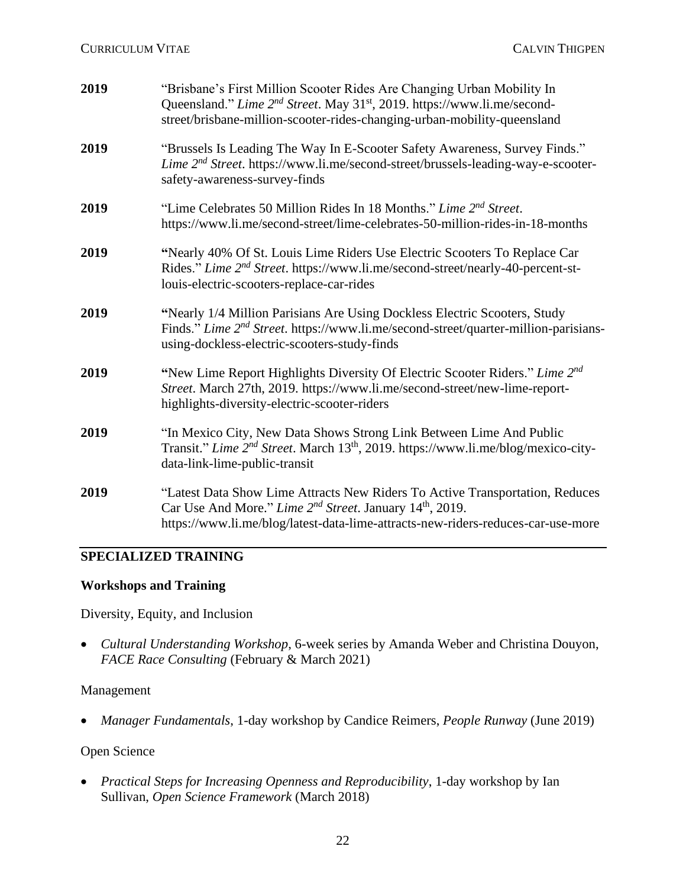**2019** "Brisbane's First Million Scooter Rides Are Changing Urban Mobility In Queensland." *Lime 2nd Street*. May 31st, 2019. https://www.li.me/second-street/brisbane-million-scooter-rides-changing-urban-mobility-queensland

**2019** "Brussels Is Leading The Way In E-Scooter Safety Awareness, Survey Finds." *Lime 2nd Street*. https://www.li.me/second-street/brussels-leading-way-e-scooter-safety-awareness-survey-finds

**2019** "Lime Celebrates 50 Million Rides In 18 Months." *Lime 2nd Street*. https://www.li.me/second-street/lime-celebrates-50-million-rides-in-18-months

**2019** "Nearly 40% Of St. Louis Lime Riders Use Electric Scooters To Replace Car Rides." *Lime 2nd Street*. https://www.li.me/second-street/nearly-40-percent-st-louis-electric-scooters-replace-car-rides

**2019** "Nearly 1/4 Million Parisians Are Using Dockless Electric Scooters, Study Finds." *Lime 2nd Street*. https://www.li.me/second-street/quarter-million-parisians-using-dockless-electric-scooters-study-finds

**2019** "New Lime Report Highlights Diversity Of Electric Scooter Riders." *Lime 2nd Street*. March 27th, 2019. https://www.li.me/second-street/new-lime-report-highlights-diversity-electric-scooter-riders

**2019** "In Mexico City, New Data Shows Strong Link Between Lime And Public Transit." *Lime 2nd Street*. March 13th, 2019. https://www.li.me/blog/mexico-city-data-link-lime-public-transit

**2019** "Latest Data Show Lime Attracts New Riders To Active Transportation, Reduces Car Use And More." *Lime 2nd Street*. January 14th, 2019. https://www.li.me/blog/latest-data-lime-attracts-new-riders-reduces-car-use-more

## SPECIALIZED TRAINING

### Workshops and Training

Diversity, Equity, and Inclusion

- *Cultural Understanding Workshop*, 6-week series by Amanda Weber and Christina Douyon, *FACE Race Consulting* (February & March 2021)

Management

- *Manager Fundamentals*, 1-day workshop by Candice Reimers, *People Runway* (June 2019)

Open Science

- *Practical Steps for Increasing Openness and Reproducibility*, 1-day workshop by Ian Sullivan, *Open Science Framework* (March 2018)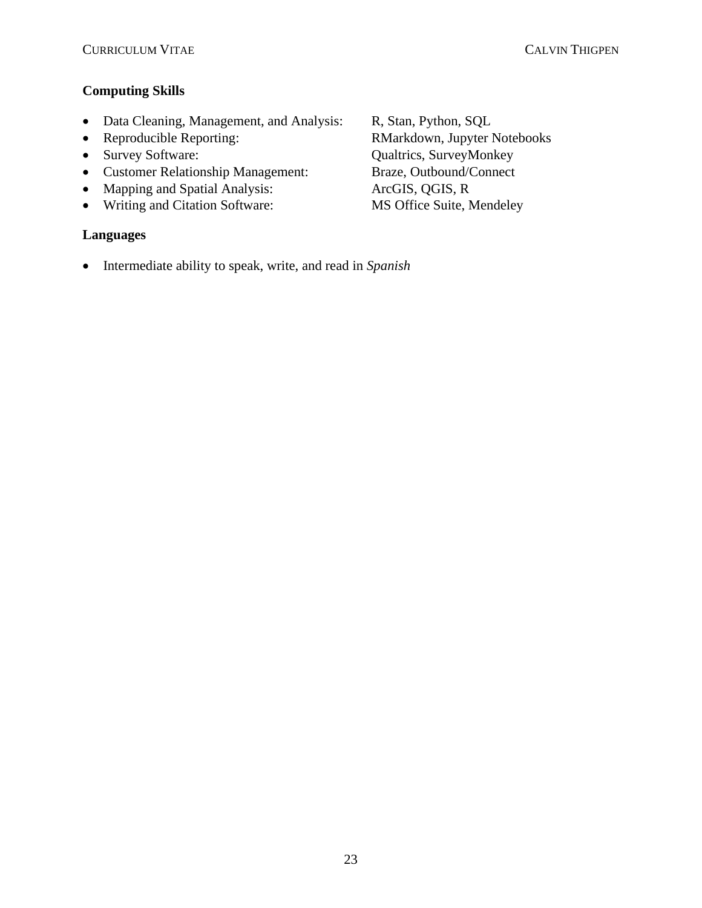**Computing Skills**

- Data Cleaning, Management, and Analysis: R, Stan, Python, SQL
- Reproducible Reporting: RMarkdown, Jupyter Notebooks
- Survey Software: Qualtrics, SurveyMonkey
- Customer Relationship Management: Braze, Outbound/Connect
- Mapping and Spatial Analysis: ArcGIS, QGIS, R
- Writing and Citation Software: MS Office Suite, Mendeley

**Languages**

- Intermediate ability to speak, write, and read in *Spanish*